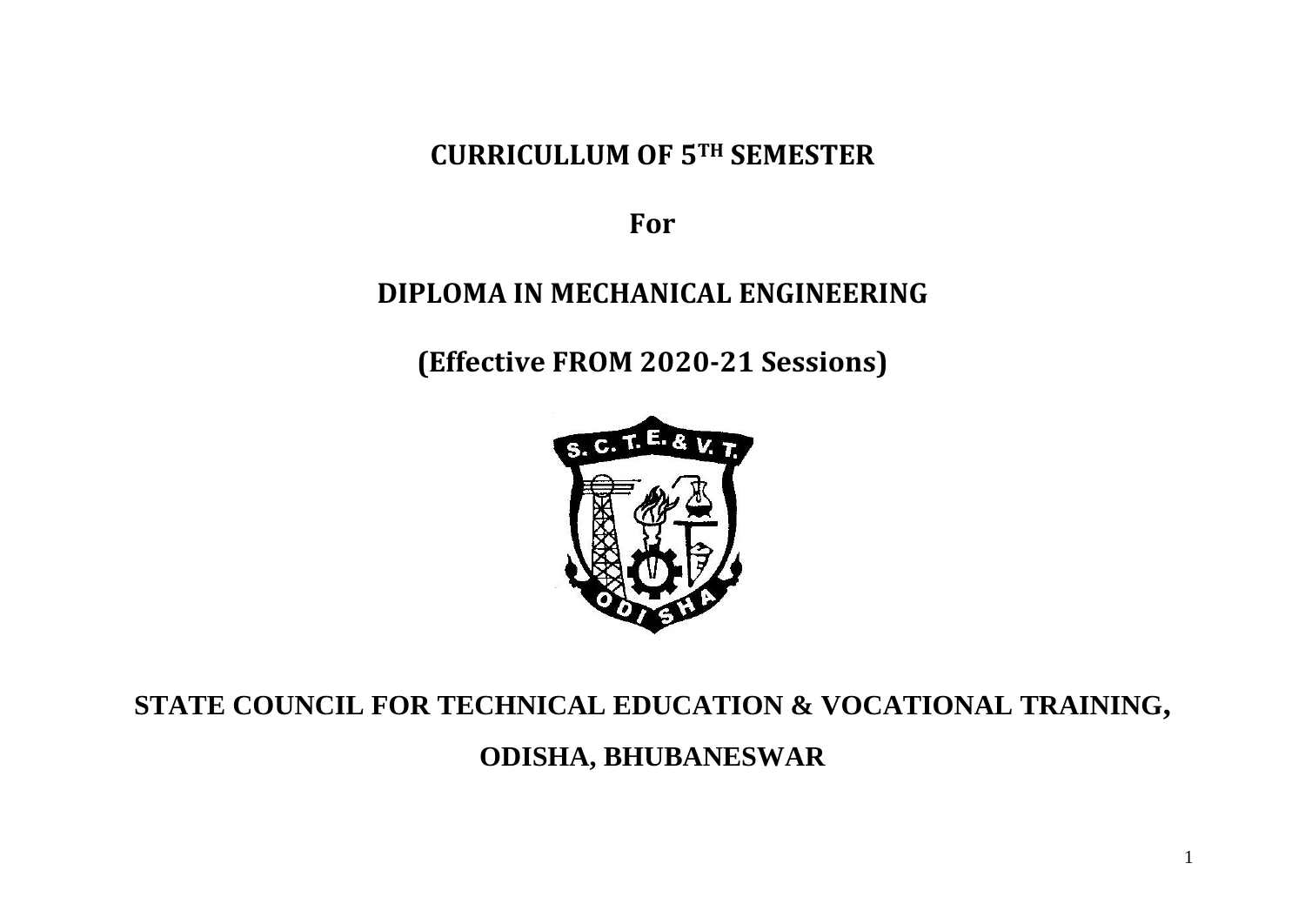# CURRICULLUM OF 5TH SEMESTER

## For

# DIPLOMA IN MECHANICAL ENGINEERING

## (Effective FROM 2020-21 Sessions)

**STATE COUNCIL FOR TECHNICAL EDUCATION & VOCATIONAL TRAINING, ODISHA, BHUBANESWAR**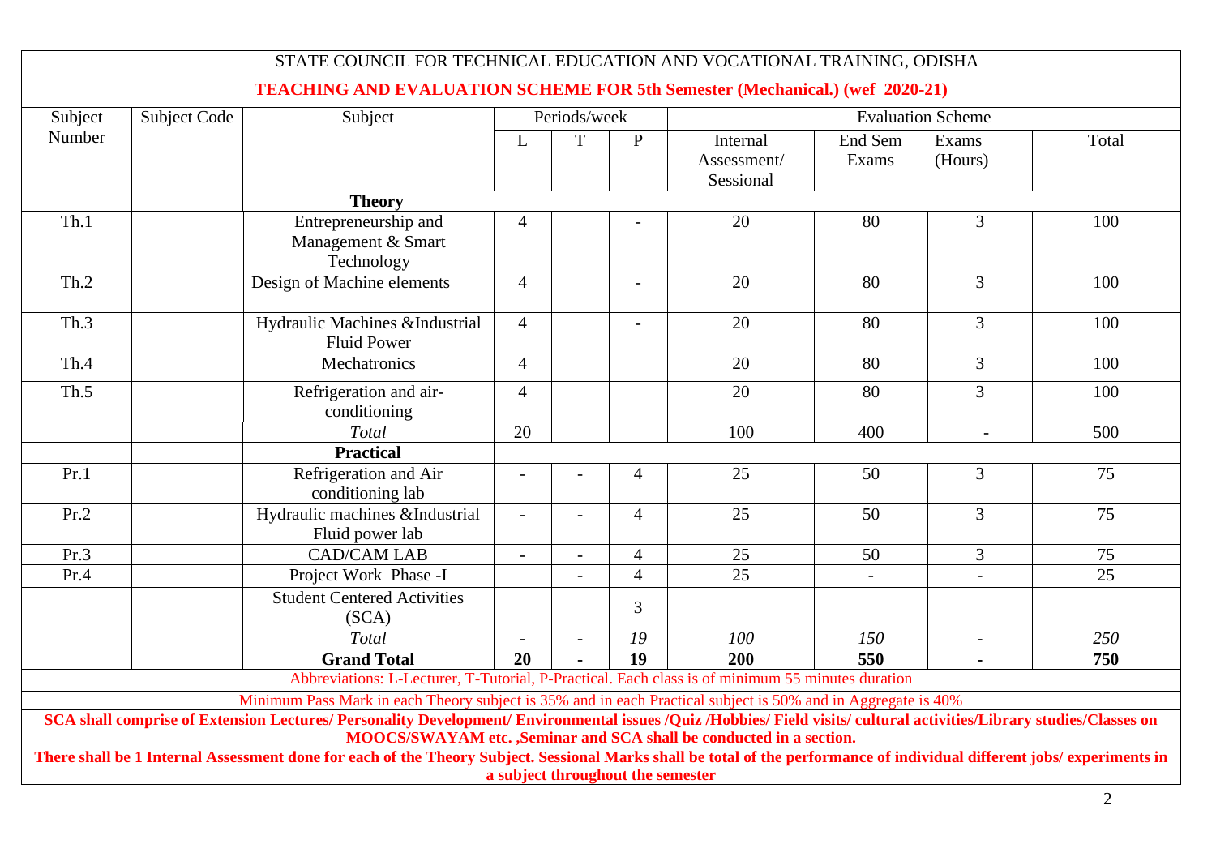STATE COUNCIL FOR TECHNICAL EDUCATION AND VOCATIONAL TRAINING, ODISHA

**TEACHING AND EVALUATION SCHEME FOR 5th Semester (Mechanical.) (wef 2020-21)**

| Subject Number | Subject Code | Subject | Periods/week | | | Evaluation Scheme | | | |
|---|---|---|---|---|---|---|---|---|---|
| | | | L | T | P | Internal Assessment/ Sessional | End Sem Exams | Exams (Hours) | Total |
| | | **Theory** | | | | | | | |
| Th.1 | | Entrepreneurship and Management & Smart Technology | 4 | | - | 20 | 80 | 3 | 100 |
| Th.2 | | Design of Machine elements | 4 | | - | 20 | 80 | 3 | 100 |
| Th.3 | | Hydraulic Machines &Industrial Fluid Power | 4 | | - | 20 | 80 | 3 | 100 |
| Th.4 | | Mechatronics | 4 | | | 20 | 80 | 3 | 100 |
| Th.5 | | Refrigeration and air-conditioning | 4 | | | 20 | 80 | 3 | 100 |
| | | *Total* | 20 | | | 100 | 400 | - | 500 |
| | | **Practical** | | | | | | | |
| Pr.1 | | Refrigeration and Air conditioning lab | - | - | 4 | 25 | 50 | 3 | 75 |
| Pr.2 | | Hydraulic machines &Industrial Fluid power lab | - | - | 4 | 25 | 50 | 3 | 75 |
| Pr.3 | | CAD/CAM LAB | - | - | 4 | 25 | 50 | 3 | 75 |
| Pr.4 | | Project Work Phase -I | | - | 4 | 25 | - | - | 25 |
| | | Student Centered Activities (SCA) | | | 3 | | | | |
| | | *Total* | - | - | *19* | *100* | *150* | - | *250* |
| | | **Grand Total** | **20** | **-** | **19** | **200** | **550** | **-** | **750** |

Abbreviations: L-Lecturer, T-Tutorial, P-Practical. Each class is of minimum 55 minutes duration

Minimum Pass Mark in each Theory subject is 35% and in each Practical subject is 50% and in Aggregate is 40%

**SCA shall comprise of Extension Lectures/ Personality Development/ Environmental issues /Quiz /Hobbies/ Field visits/ cultural activities/Library studies/Classes on MOOCS/SWAYAM etc. ,Seminar and SCA shall be conducted in a section.**

**There shall be 1 Internal Assessment done for each of the Theory Subject. Sessional Marks shall be total of the performance of individual different jobs/ experiments in a subject throughout the semester**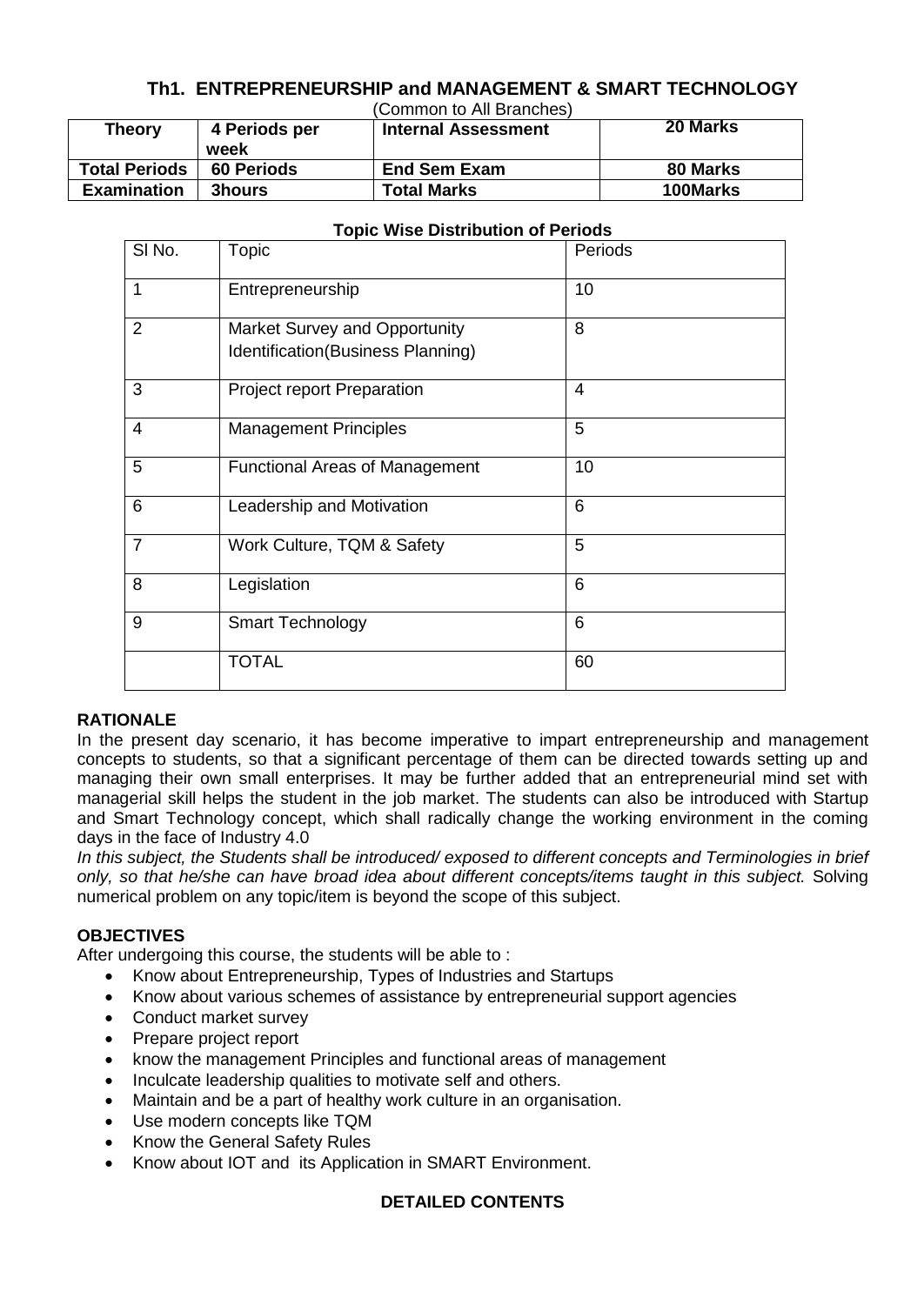## Th1. ENTREPRENEURSHIP and MANAGEMENT & SMART TECHNOLOGY

(Common to All Branches)

| Theory | 4 Periods per week | Internal Assessment | 20 Marks |
|---|---|---|---|
| Total Periods | 60 Periods | End Sem Exam | 80 Marks |
| Examination | 3hours | Total Marks | 100Marks |

**Topic Wise Distribution of Periods**

| Sl No. | Topic | Periods |
|---|---|---|
| 1 | Entrepreneurship | 10 |
| 2 | Market Survey and Opportunity Identification(Business Planning) | 8 |
| 3 | Project report Preparation | 4 |
| 4 | Management Principles | 5 |
| 5 | Functional Areas of Management | 10 |
| 6 | Leadership and Motivation | 6 |
| 7 | Work Culture, TQM & Safety | 5 |
| 8 | Legislation | 6 |
| 9 | Smart Technology | 6 |
| | TOTAL | 60 |

### RATIONALE

In the present day scenario, it has become imperative to impart entrepreneurship and management concepts to students, so that a significant percentage of them can be directed towards setting up and managing their own small enterprises. It may be further added that an entrepreneurial mind set with managerial skill helps the student in the job market. The students can also be introduced with Startup and Smart Technology concept, which shall radically change the working environment in the coming days in the face of Industry 4.0

*In this subject, the Students shall be introduced/ exposed to different concepts and Terminologies in brief only, so that he/she can have broad idea about different concepts/items taught in this subject.* Solving numerical problem on any topic/item is beyond the scope of this subject.

### OBJECTIVES

After undergoing this course, the students will be able to :

- Know about Entrepreneurship, Types of Industries and Startups
- Know about various schemes of assistance by entrepreneurial support agencies
- Conduct market survey
- Prepare project report
- know the management Principles and functional areas of management
- Inculcate leadership qualities to motivate self and others.
- Maintain and be a part of healthy work culture in an organisation.
- Use modern concepts like TQM
- Know the General Safety Rules
- Know about IOT and its Application in SMART Environment.

### DETAILED CONTENTS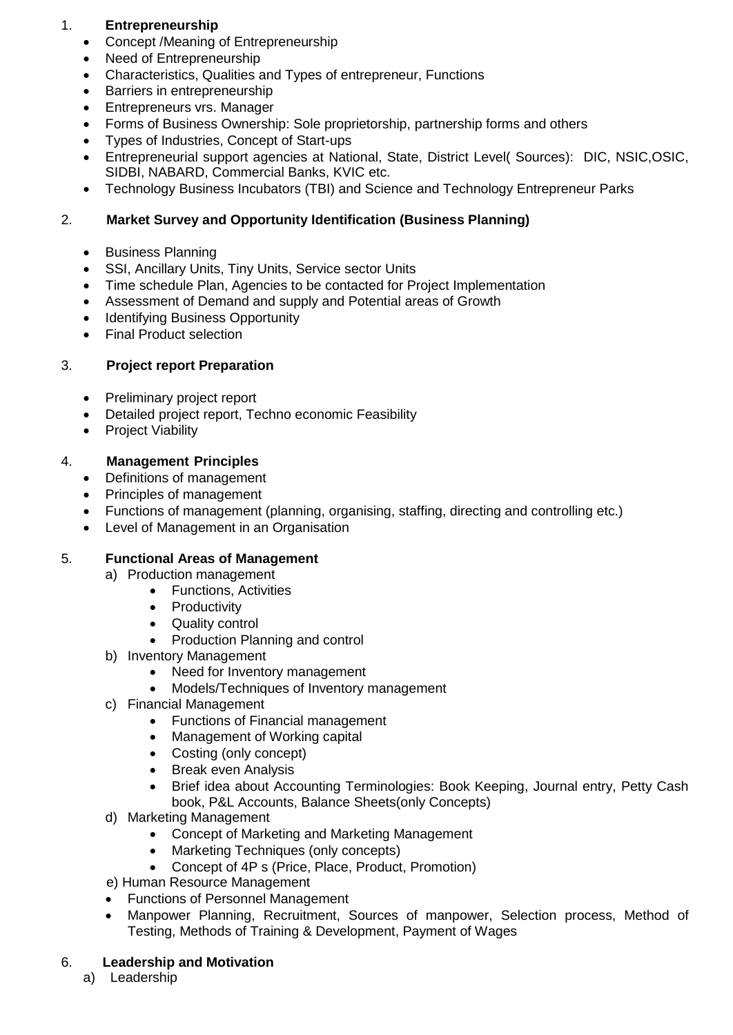1. **Entrepreneurship**
   - Concept /Meaning of Entrepreneurship
   - Need of Entrepreneurship
   - Characteristics, Qualities and Types of entrepreneur, Functions
   - Barriers in entrepreneurship
   - Entrepreneurs vrs. Manager
   - Forms of Business Ownership: Sole proprietorship, partnership forms and others
   - Types of Industries, Concept of Start-ups
   - Entrepreneurial support agencies at National, State, District Level( Sources): DIC, NSIC,OSIC, SIDBI, NABARD, Commercial Banks, KVIC etc.
   - Technology Business Incubators (TBI) and Science and Technology Entrepreneur Parks

2. **Market Survey and Opportunity Identification (Business Planning)**
   - Business Planning
   - SSI, Ancillary Units, Tiny Units, Service sector Units
   - Time schedule Plan, Agencies to be contacted for Project Implementation
   - Assessment of Demand and supply and Potential areas of Growth
   - Identifying Business Opportunity
   - Final Product selection

3. **Project report Preparation**
   - Preliminary project report
   - Detailed project report, Techno economic Feasibility
   - Project Viability

4. **Management Principles**
   - Definitions of management
   - Principles of management
   - Functions of management (planning, organising, staffing, directing and controlling etc.)
   - Level of Management in an Organisation

5. **Functional Areas of Management**
   a) Production management
      - Functions, Activities
      - Productivity
      - Quality control
      - Production Planning and control

   b) Inventory Management
      - Need for Inventory management
      - Models/Techniques of Inventory management

   c) Financial Management
      - Functions of Financial management
      - Management of Working capital
      - Costing (only concept)
      - Break even Analysis
      - Brief idea about Accounting Terminologies: Book Keeping, Journal entry, Petty Cash book, P&L Accounts, Balance Sheets(only Concepts)

   d) Marketing Management
      - Concept of Marketing and Marketing Management
      - Marketing Techniques (only concepts)
      - Concept of 4P s (Price, Place, Product, Promotion)

   e) Human Resource Management
      - Functions of Personnel Management
      - Manpower Planning, Recruitment, Sources of manpower, Selection process, Method of Testing, Methods of Training & Development, Payment of Wages

6. **Leadership and Motivation**
   a) Leadership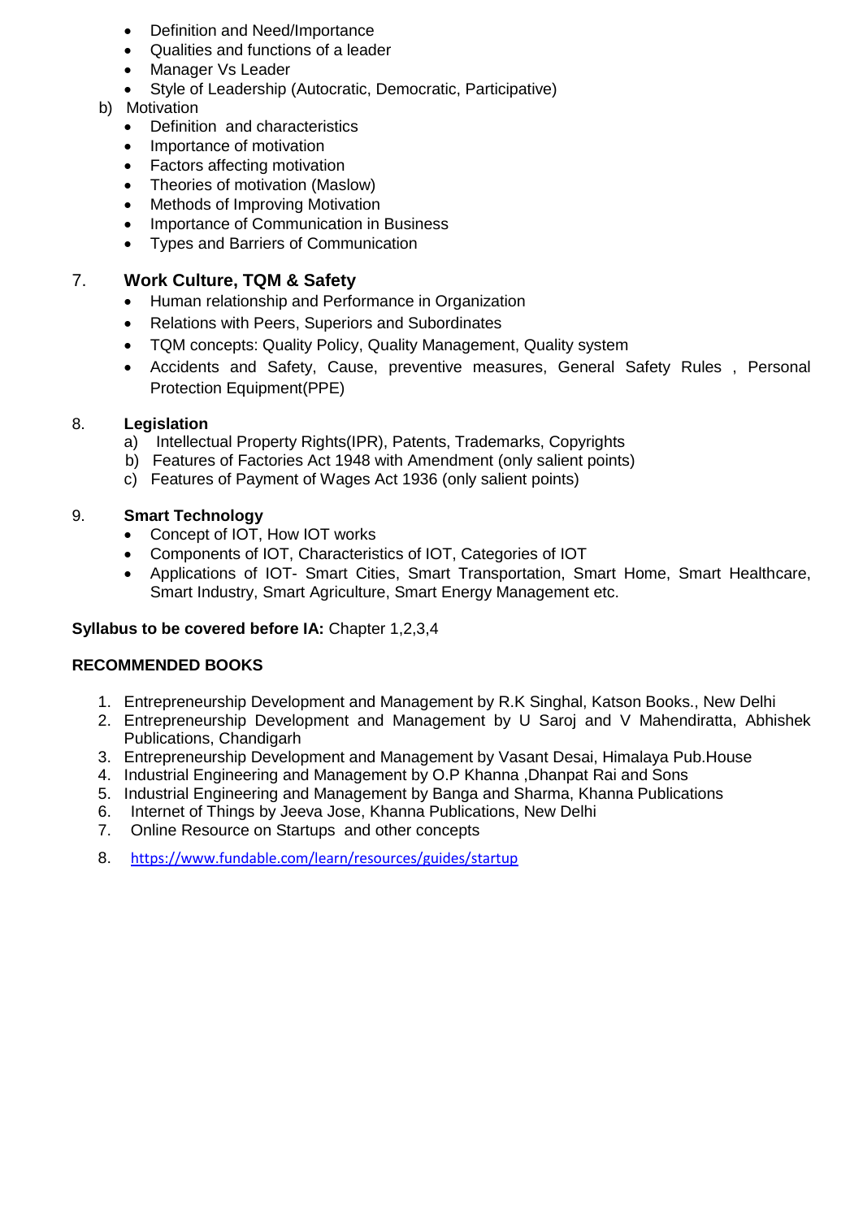- Definition and Need/Importance
- Qualities and functions of a leader
- Manager Vs Leader
- Style of Leadership (Autocratic, Democratic, Participative)

b) Motivation

- Definition and characteristics
- Importance of motivation
- Factors affecting motivation
- Theories of motivation (Maslow)
- Methods of Improving Motivation
- Importance of Communication in Business
- Types and Barriers of Communication

## 7. Work Culture, TQM & Safety

- Human relationship and Performance in Organization
- Relations with Peers, Superiors and Subordinates
- TQM concepts: Quality Policy, Quality Management, Quality system
- Accidents and Safety, Cause, preventive measures, General Safety Rules , Personal Protection Equipment(PPE)

## 8. Legislation

a) Intellectual Property Rights(IPR), Patents, Trademarks, Copyrights

b) Features of Factories Act 1948 with Amendment (only salient points)

c) Features of Payment of Wages Act 1936 (only salient points)

## 9. Smart Technology

- Concept of IOT, How IOT works
- Components of IOT, Characteristics of IOT, Categories of IOT
- Applications of IOT- Smart Cities, Smart Transportation, Smart Home, Smart Healthcare, Smart Industry, Smart Agriculture, Smart Energy Management etc.

**Syllabus to be covered before IA:** Chapter 1,2,3,4

**RECOMMENDED BOOKS**

1. Entrepreneurship Development and Management by R.K Singhal, Katson Books., New Delhi
2. Entrepreneurship Development and Management by U Saroj and V Mahendiratta, Abhishek Publications, Chandigarh
3. Entrepreneurship Development and Management by Vasant Desai, Himalaya Pub.House
4. Industrial Engineering and Management by O.P Khanna ,Dhanpat Rai and Sons
5. Industrial Engineering and Management by Banga and Sharma, Khanna Publications
6. Internet of Things by Jeeva Jose, Khanna Publications, New Delhi
7. Online Resource on Startups and other concepts
8. https://www.fundable.com/learn/resources/guides/startup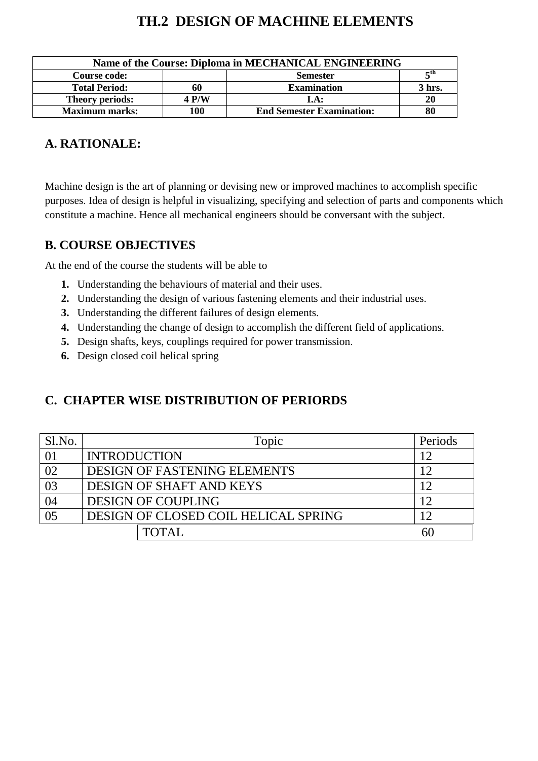# TH.2 DESIGN OF MACHINE ELEMENTS

| Name of the Course: Diploma in MECHANICAL ENGINEERING | | | |
|---|---|---|---|
| **Course code:** | | **Semester** | **5th** |
| **Total Period:** | **60** | **Examination** | **3 hrs.** |
| **Theory periods:** | **4 P/W** | **I.A:** | **20** |
| **Maximum marks:** | **100** | **End Semester Examination:** | **80** |

## A. RATIONALE:

Machine design is the art of planning or devising new or improved machines to accomplish specific purposes. Idea of design is helpful in visualizing, specifying and selection of parts and components which constitute a machine. Hence all mechanical engineers should be conversant with the subject.

## B. COURSE OBJECTIVES

At the end of the course the students will be able to

1. Understanding the behaviours of material and their uses.
2. Understanding the design of various fastening elements and their industrial uses.
3. Understanding the different failures of design elements.
4. Understanding the change of design to accomplish the different field of applications.
5. Design shafts, keys, couplings required for power transmission.
6. Design closed coil helical spring

## C. CHAPTER WISE DISTRIBUTION OF PERIORDS

| Sl.No. | Topic | Periods |
|---|---|---|
| 01 | INTRODUCTION | 12 |
| 02 | DESIGN OF FASTENING ELEMENTS | 12 |
| 03 | DESIGN OF SHAFT AND KEYS | 12 |
| 04 | DESIGN OF COUPLING | 12 |
| 05 | DESIGN OF CLOSED COIL HELICAL SPRING | 12 |
| | TOTAL | 60 |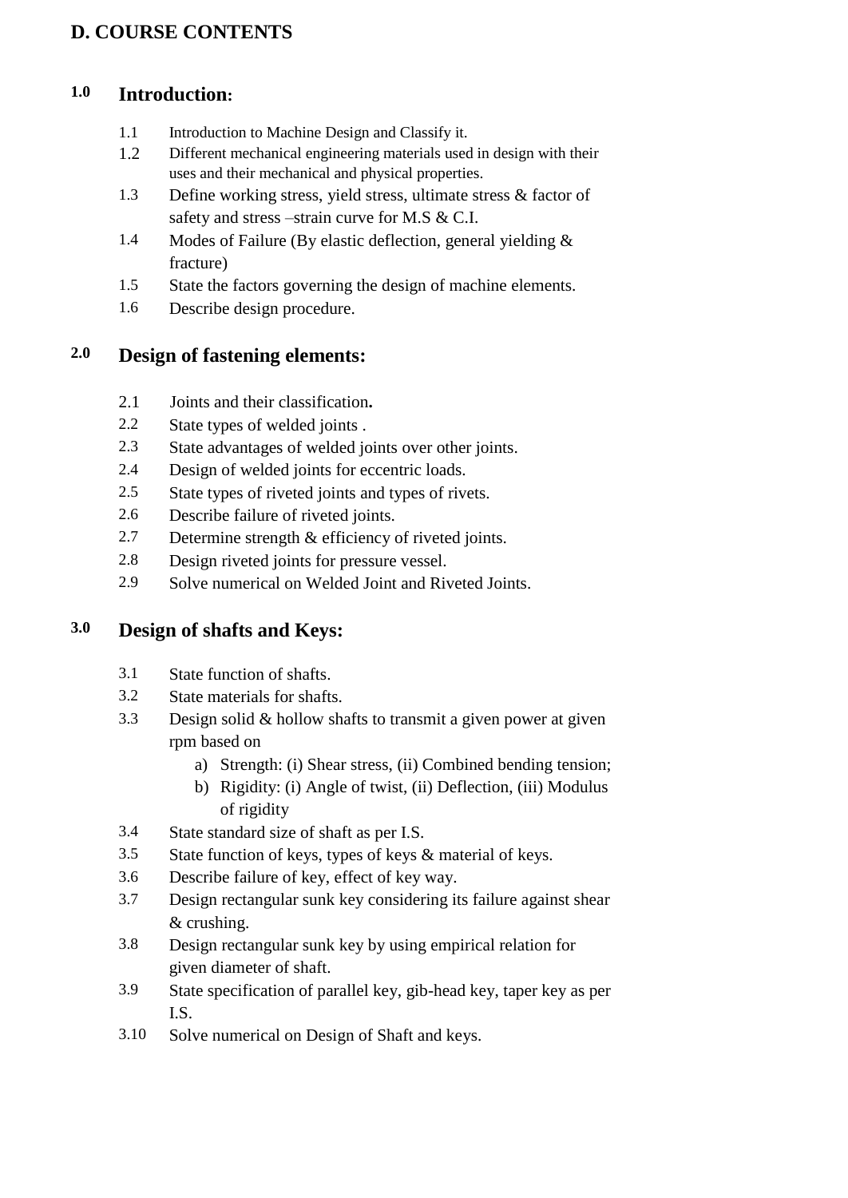## D. COURSE CONTENTS

### 1.0 Introduction:

- 1.1 Introduction to Machine Design and Classify it.
- 1.2 Different mechanical engineering materials used in design with their uses and their mechanical and physical properties.
- 1.3 Define working stress, yield stress, ultimate stress & factor of safety and stress –strain curve for M.S & C.I.
- 1.4 Modes of Failure (By elastic deflection, general yielding & fracture)
- 1.5 State the factors governing the design of machine elements.
- 1.6 Describe design procedure.

### 2.0 Design of fastening elements:

- 2.1 Joints and their classification**.**
- 2.2 State types of welded joints .
- 2.3 State advantages of welded joints over other joints.
- 2.4 Design of welded joints for eccentric loads.
- 2.5 State types of riveted joints and types of rivets.
- 2.6 Describe failure of riveted joints.
- 2.7 Determine strength & efficiency of riveted joints.
- 2.8 Design riveted joints for pressure vessel.
- 2.9 Solve numerical on Welded Joint and Riveted Joints.

### 3.0 Design of shafts and Keys:

- 3.1 State function of shafts.
- 3.2 State materials for shafts.
- 3.3 Design solid & hollow shafts to transmit a given power at given rpm based on
  - a) Strength: (i) Shear stress, (ii) Combined bending tension;
  - b) Rigidity: (i) Angle of twist, (ii) Deflection, (iii) Modulus of rigidity
- 3.4 State standard size of shaft as per I.S.
- 3.5 State function of keys, types of keys & material of keys.
- 3.6 Describe failure of key, effect of key way.
- 3.7 Design rectangular sunk key considering its failure against shear & crushing.
- 3.8 Design rectangular sunk key by using empirical relation for given diameter of shaft.
- 3.9 State specification of parallel key, gib-head key, taper key as per I.S.
- 3.10 Solve numerical on Design of Shaft and keys.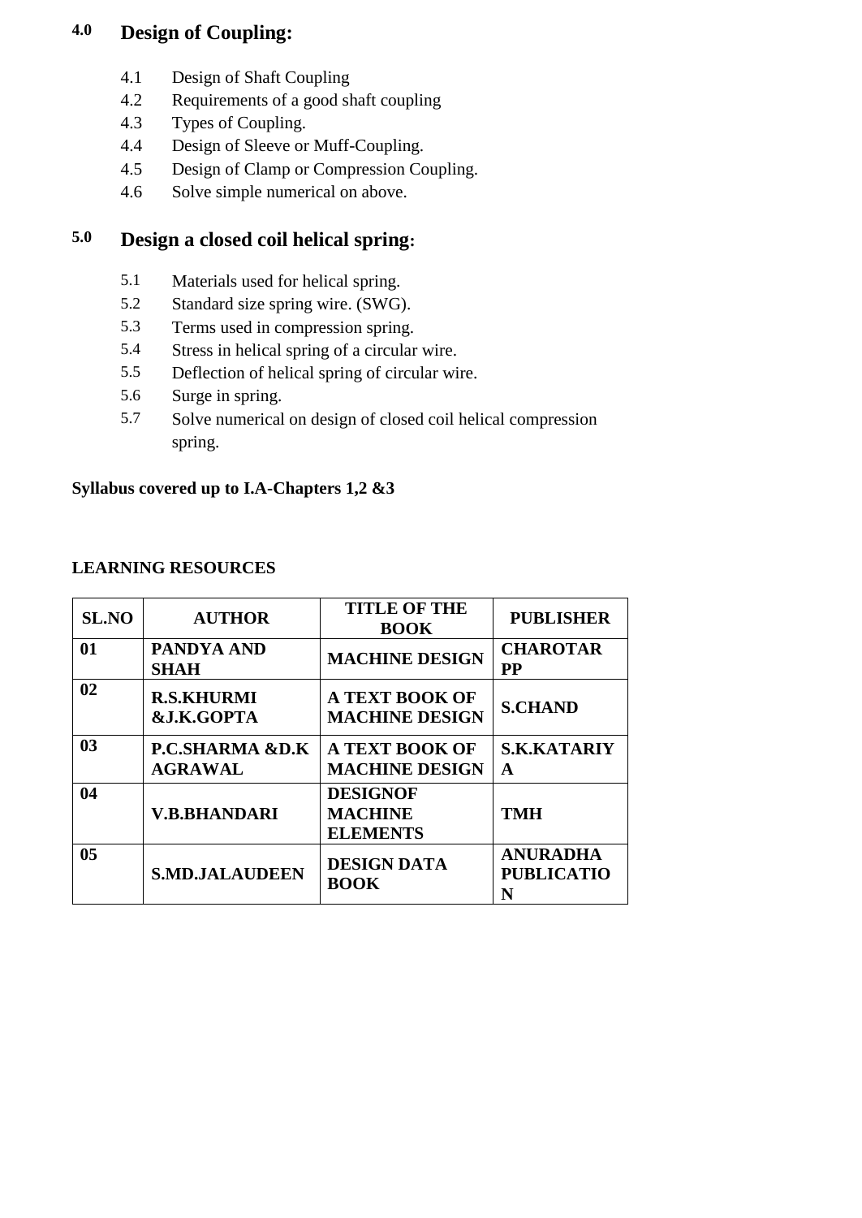## 4.0 Design of Coupling:

- 4.1 Design of Shaft Coupling
- 4.2 Requirements of a good shaft coupling
- 4.3 Types of Coupling.
- 4.4 Design of Sleeve or Muff-Coupling.
- 4.5 Design of Clamp or Compression Coupling.
- 4.6 Solve simple numerical on above.

## 5.0 Design a closed coil helical spring:

- 5.1 Materials used for helical spring.
- 5.2 Standard size spring wire. (SWG).
- 5.3 Terms used in compression spring.
- 5.4 Stress in helical spring of a circular wire.
- 5.5 Deflection of helical spring of circular wire.
- 5.6 Surge in spring.
- 5.7 Solve numerical on design of closed coil helical compression spring.

**Syllabus covered up to I.A-Chapters 1,2 &3**

**LEARNING RESOURCES**

| SL.NO | AUTHOR | TITLE OF THE BOOK | PUBLISHER |
|---|---|---|---|
| 01 | PANDYA AND SHAH | MACHINE DESIGN | CHAROTAR PP |
| 02 | R.S.KHURMI &J.K.GOPTA | A TEXT BOOK OF MACHINE DESIGN | S.CHAND |
| 03 | P.C.SHARMA &D.K AGRAWAL | A TEXT BOOK OF MACHINE DESIGN | S.K.KATARIYA |
| 04 | V.B.BHANDARI | DESIGNOF MACHINE ELEMENTS | TMH |
| 05 | S.MD.JALAUDEEN | DESIGN DATA BOOK | ANURADHA PUBLICATION |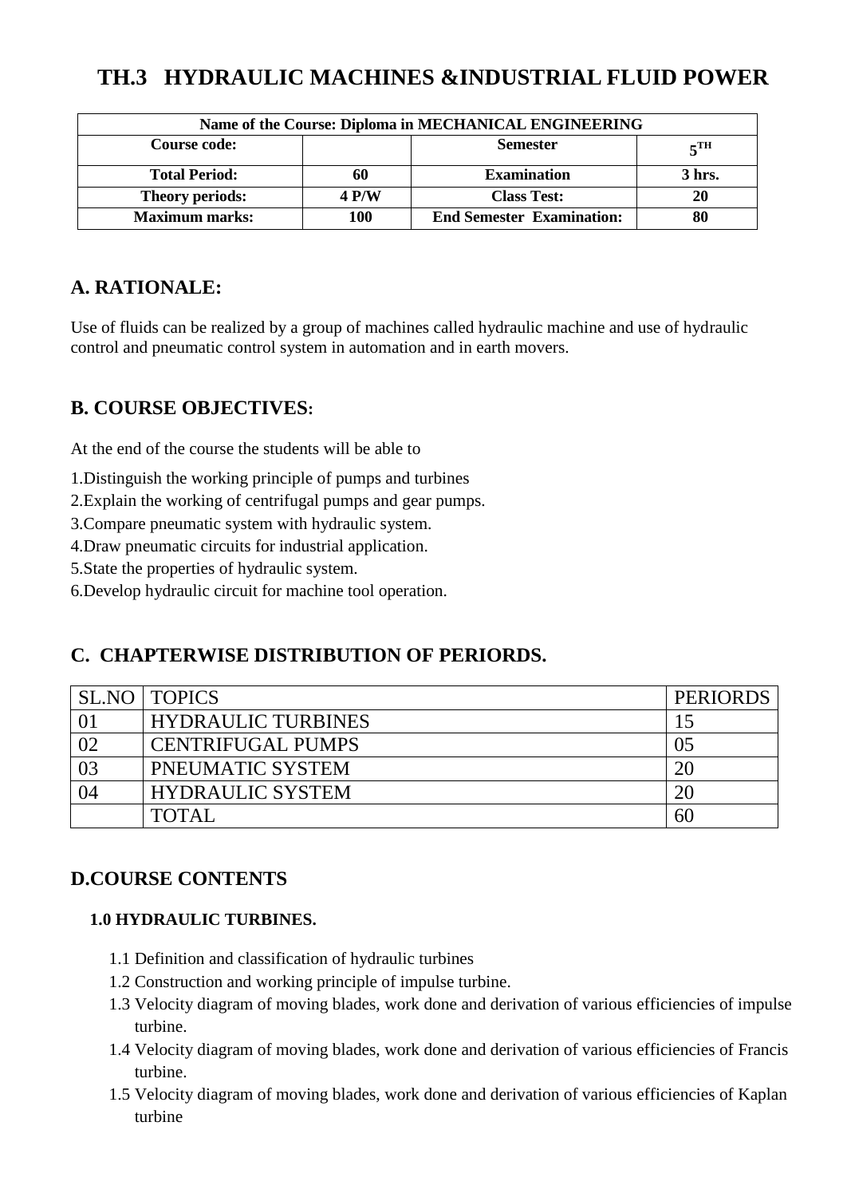# TH.3 HYDRAULIC MACHINES &INDUSTRIAL FLUID POWER

| Name of the Course: Diploma in MECHANICAL ENGINEERING | | | |
|---|---|---|---|
| **Course code:** | | **Semester** | $5^{TH}$ |
| **Total Period:** | **60** | **Examination** | **3 hrs.** |
| **Theory periods:** | **4 P/W** | **Class Test:** | **20** |
| **Maximum marks:** | **100** | **End Semester Examination:** | **80** |

## A. RATIONALE:

Use of fluids can be realized by a group of machines called hydraulic machine and use of hydraulic control and pneumatic control system in automation and in earth movers.

## B. COURSE OBJECTIVES:

At the end of the course the students will be able to

1.Distinguish the working principle of pumps and turbines
2.Explain the working of centrifugal pumps and gear pumps.
3.Compare pneumatic system with hydraulic system.
4.Draw pneumatic circuits for industrial application.
5.State the properties of hydraulic system.
6.Develop hydraulic circuit for machine tool operation.

## C. CHAPTERWISE DISTRIBUTION OF PERIORDS.

| SL.NO | TOPICS | PERIORDS |
|---|---|---|
| 01 | HYDRAULIC TURBINES | 15 |
| 02 | CENTRIFUGAL PUMPS | 05 |
| 03 | PNEUMATIC SYSTEM | 20 |
| 04 | HYDRAULIC SYSTEM | 20 |
| | TOTAL | 60 |

## D.COURSE CONTENTS

**1.0 HYDRAULIC TURBINES.**

1.1 Definition and classification of hydraulic turbines
1.2 Construction and working principle of impulse turbine.
1.3 Velocity diagram of moving blades, work done and derivation of various efficiencies of impulse turbine.
1.4 Velocity diagram of moving blades, work done and derivation of various efficiencies of Francis turbine.
1.5 Velocity diagram of moving blades, work done and derivation of various efficiencies of Kaplan turbine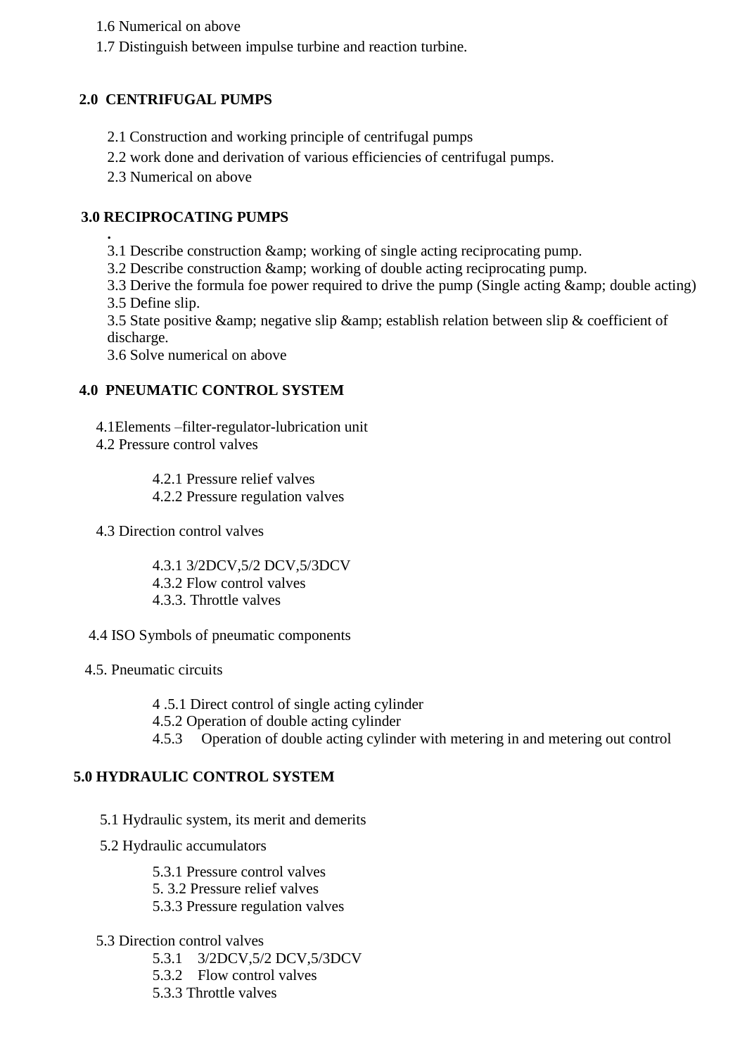1.6 Numerical on above

1.7 Distinguish between impulse turbine and reaction turbine.

## 2.0 CENTRIFUGAL PUMPS

2.1 Construction and working principle of centrifugal pumps

2.2 work done and derivation of various efficiencies of centrifugal pumps.

2.3 Numerical on above

## 3.0 RECIPROCATING PUMPS

.

3.1 Describe construction &amp; working of single acting reciprocating pump.

3.2 Describe construction &amp; working of double acting reciprocating pump.

3.3 Derive the formula foe power required to drive the pump (Single acting &amp; double acting)

3.5 Define slip.

3.5 State positive &amp; negative slip &amp; establish relation between slip & coefficient of discharge.

3.6 Solve numerical on above

## 4.0 PNEUMATIC CONTROL SYSTEM

4.1Elements –filter-regulator-lubrication unit

4.2 Pressure control valves

- 4.2.1 Pressure relief valves
- 4.2.2 Pressure regulation valves

4.3 Direction control valves

- 4.3.1 3/2DCV,5/2 DCV,5/3DCV
- 4.3.2 Flow control valves
- 4.3.3. Throttle valves

4.4 ISO Symbols of pneumatic components

4.5. Pneumatic circuits

- 4 .5.1 Direct control of single acting cylinder
- 4.5.2 Operation of double acting cylinder
- 4.5.3 Operation of double acting cylinder with metering in and metering out control

## 5.0 HYDRAULIC CONTROL SYSTEM

5.1 Hydraulic system, its merit and demerits

5.2 Hydraulic accumulators

- 5.3.1 Pressure control valves
- 5. 3.2 Pressure relief valves
- 5.3.3 Pressure regulation valves

5.3 Direction control valves

- 5.3.1 3/2DCV,5/2 DCV,5/3DCV
- 5.3.2 Flow control valves
- 5.3.3 Throttle valves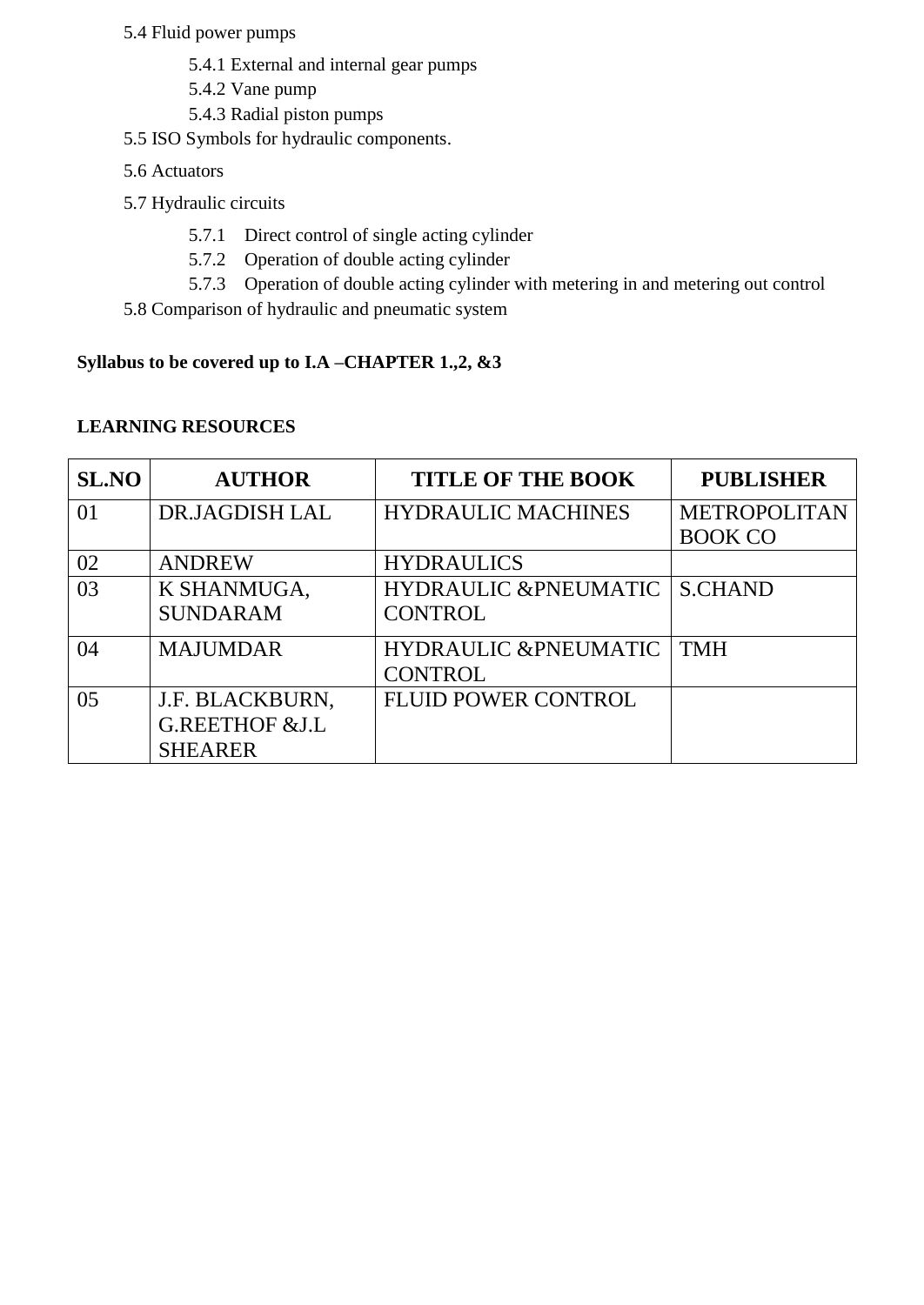- 5.4 Fluid power pumps
  - 5.4.1 External and internal gear pumps
  - 5.4.2 Vane pump
  - 5.4.3 Radial piston pumps
- 5.5 ISO Symbols for hydraulic components.
- 5.6 Actuators
- 5.7 Hydraulic circuits
  - 5.7.1 Direct control of single acting cylinder
  - 5.7.2 Operation of double acting cylinder
  - 5.7.3 Operation of double acting cylinder with metering in and metering out control
- 5.8 Comparison of hydraulic and pneumatic system

**Syllabus to be covered up to I.A –CHAPTER 1.,2, &3**

**LEARNING RESOURCES**

| SL.NO | AUTHOR | TITLE OF THE BOOK | PUBLISHER |
|---|---|---|---|
| 01 | DR.JAGDISH LAL | HYDRAULIC MACHINES | METROPOLITAN BOOK CO |
| 02 | ANDREW | HYDRAULICS | |
| 03 | K SHANMUGA, SUNDARAM | HYDRAULIC &PNEUMATIC CONTROL | S.CHAND |
| 04 | MAJUMDAR | HYDRAULIC &PNEUMATIC CONTROL | TMH |
| 05 | J.F. BLACKBURN, G.REETHOF &J.L SHEARER | FLUID POWER CONTROL | |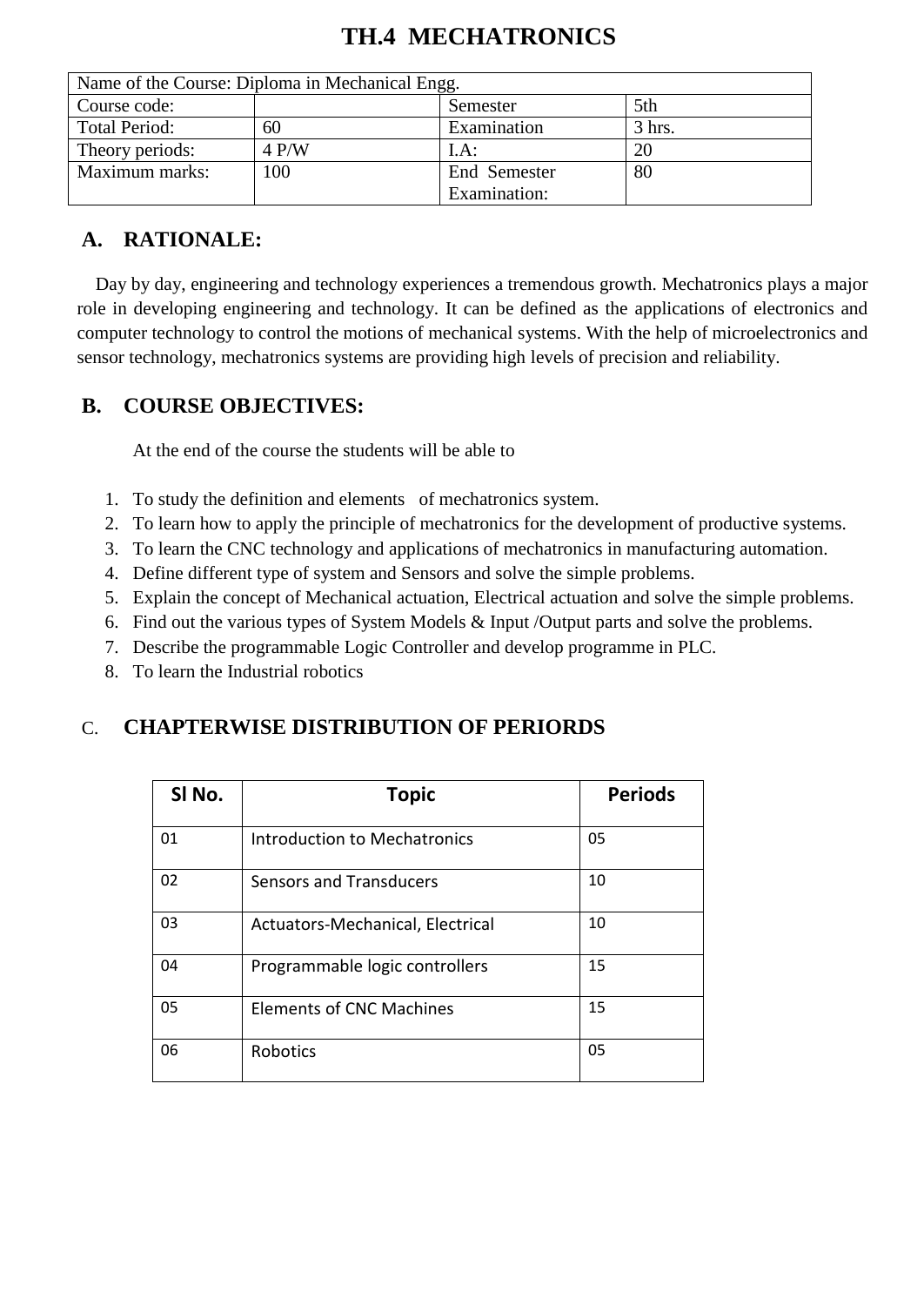# TH.4 MECHATRONICS

| | | | |
|---|---|---|---|
| Name of the Course: Diploma in Mechanical Engg. | | | |
| Course code: | | Semester | 5th |
| Total Period: | 60 | Examination | 3 hrs. |
| Theory periods: | 4 P/W | I.A: | 20 |
| Maximum marks: | 100 | End Semester Examination: | 80 |

## A. RATIONALE:

Day by day, engineering and technology experiences a tremendous growth. Mechatronics plays a major role in developing engineering and technology. It can be defined as the applications of electronics and computer technology to control the motions of mechanical systems. With the help of microelectronics and sensor technology, mechatronics systems are providing high levels of precision and reliability.

## B. COURSE OBJECTIVES:

At the end of the course the students will be able to

1. To study the definition and elements of mechatronics system.
2. To learn how to apply the principle of mechatronics for the development of productive systems.
3. To learn the CNC technology and applications of mechatronics in manufacturing automation.
4. Define different type of system and Sensors and solve the simple problems.
5. Explain the concept of Mechanical actuation, Electrical actuation and solve the simple problems.
6. Find out the various types of System Models & Input /Output parts and solve the problems.
7. Describe the programmable Logic Controller and develop programme in PLC.
8. To learn the Industrial robotics

## C. CHAPTERWISE DISTRIBUTION OF PERIORDS

| Sl No. | Topic | Periods |
|---|---|---|
| 01 | Introduction to Mechatronics | 05 |
| 02 | Sensors and Transducers | 10 |
| 03 | Actuators-Mechanical, Electrical | 10 |
| 04 | Programmable logic controllers | 15 |
| 05 | Elements of CNC Machines | 15 |
| 06 | Robotics | 05 |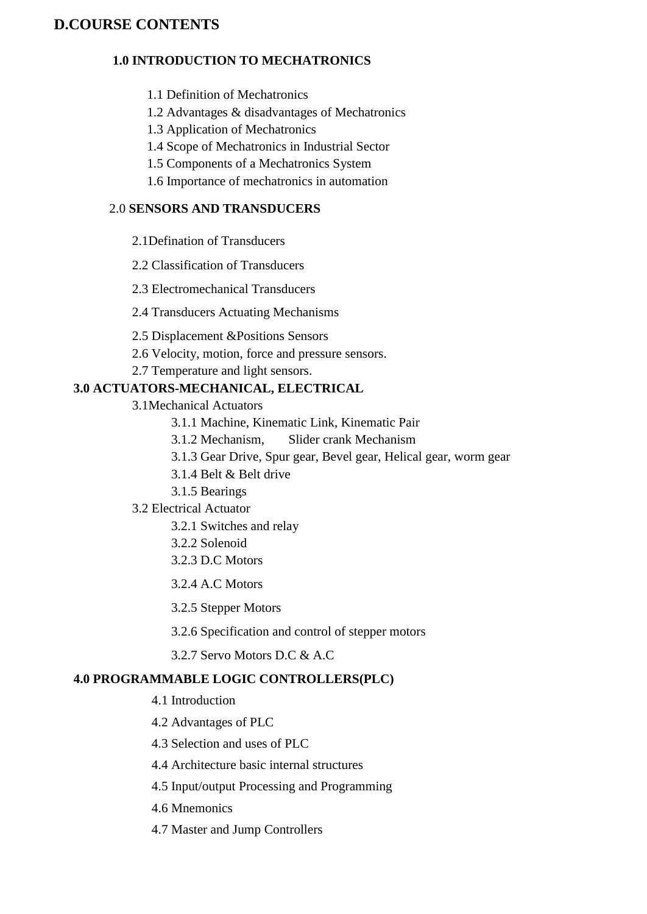# D.COURSE CONTENTS

## 1.0 INTRODUCTION TO MECHATRONICS

- 1.1 Definition of Mechatronics
- 1.2 Advantages & disadvantages of Mechatronics
- 1.3 Application of Mechatronics
- 1.4 Scope of Mechatronics in Industrial Sector
- 1.5 Components of a Mechatronics System
- 1.6 Importance of mechatronics in automation

## 2.0 SENSORS AND TRANSDUCERS

- 2.1Defination of Transducers
- 2.2 Classification of Transducers
- 2.3 Electromechanical Transducers
- 2.4 Transducers Actuating Mechanisms
- 2.5 Displacement &Positions Sensors
- 2.6 Velocity, motion, force and pressure sensors.
- 2.7 Temperature and light sensors.

## 3.0 ACTUATORS-MECHANICAL, ELECTRICAL

- 3.1Mechanical Actuators
  - 3.1.1 Machine, Kinematic Link, Kinematic Pair
  - 3.1.2 Mechanism, Slider crank Mechanism
  - 3.1.3 Gear Drive, Spur gear, Bevel gear, Helical gear, worm gear
  - 3.1.4 Belt & Belt drive
  - 3.1.5 Bearings
- 3.2 Electrical Actuator
  - 3.2.1 Switches and relay
  - 3.2.2 Solenoid
  - 3.2.3 D.C Motors
  - 3.2.4 A.C Motors
  - 3.2.5 Stepper Motors
  - 3.2.6 Specification and control of stepper motors
  - 3.2.7 Servo Motors D.C & A.C

## 4.0 PROGRAMMABLE LOGIC CONTROLLERS(PLC)

- 4.1 Introduction
- 4.2 Advantages of PLC
- 4.3 Selection and uses of PLC
- 4.4 Architecture basic internal structures
- 4.5 Input/output Processing and Programming
- 4.6 Mnemonics
- 4.7 Master and Jump Controllers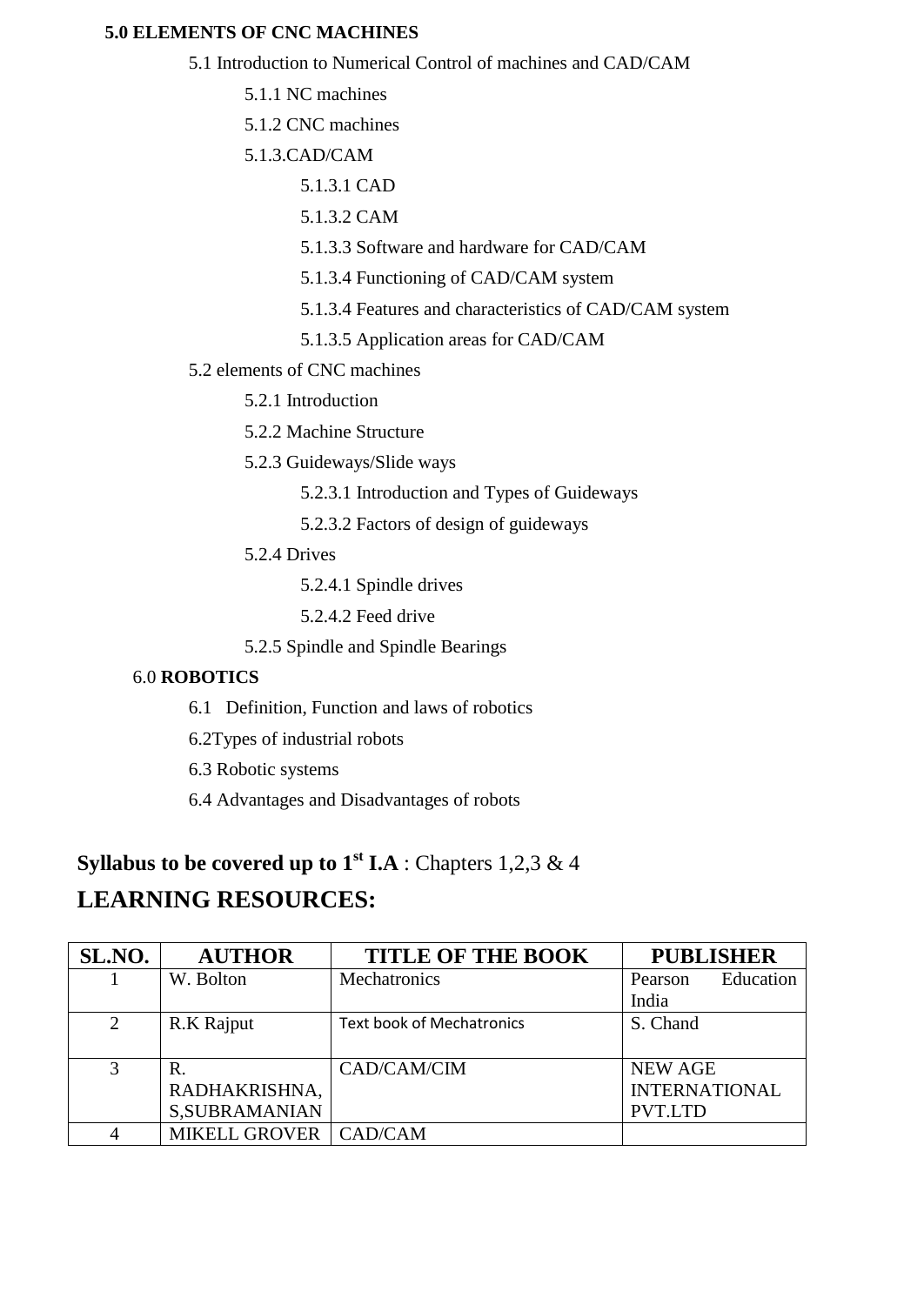**5.0 ELEMENTS OF CNC MACHINES**

- 5.1 Introduction to Numerical Control of machines and CAD/CAM
  - 5.1.1 NC machines
  - 5.1.2 CNC machines
  - 5.1.3.CAD/CAM
    - 5.1.3.1 CAD
    - 5.1.3.2 CAM
    - 5.1.3.3 Software and hardware for CAD/CAM
    - 5.1.3.4 Functioning of CAD/CAM system
    - 5.1.3.4 Features and characteristics of CAD/CAM system
    - 5.1.3.5 Application areas for CAD/CAM
- 5.2 elements of CNC machines
  - 5.2.1 Introduction
  - 5.2.2 Machine Structure
  - 5.2.3 Guideways/Slide ways
    - 5.2.3.1 Introduction and Types of Guideways
    - 5.2.3.2 Factors of design of guideways
  - 5.2.4 Drives
    - 5.2.4.1 Spindle drives
    - 5.2.4.2 Feed drive
  - 5.2.5 Spindle and Spindle Bearings

6.0 **ROBOTICS**

- 6.1 Definition, Function and laws of robotics
- 6.2Types of industrial robots
- 6.3 Robotic systems
- 6.4 Advantages and Disadvantages of robots

**Syllabus to be covered up to 1st I.A** : Chapters 1,2,3 & 4

# LEARNING RESOURCES:

| SL.NO. | AUTHOR | TITLE OF THE BOOK | PUBLISHER |
|---|---|---|---|
| 1 | W. Bolton | Mechatronics | Pearson Education India |
| 2 | R.K Rajput | Text book of Mechatronics | S. Chand |
| 3 | R. RADHAKRISHNA, S,SUBRAMANIAN | CAD/CAM/CIM | NEW AGE INTERNATIONAL PVT.LTD |
| 4 | MIKELL GROVER | CAD/CAM | |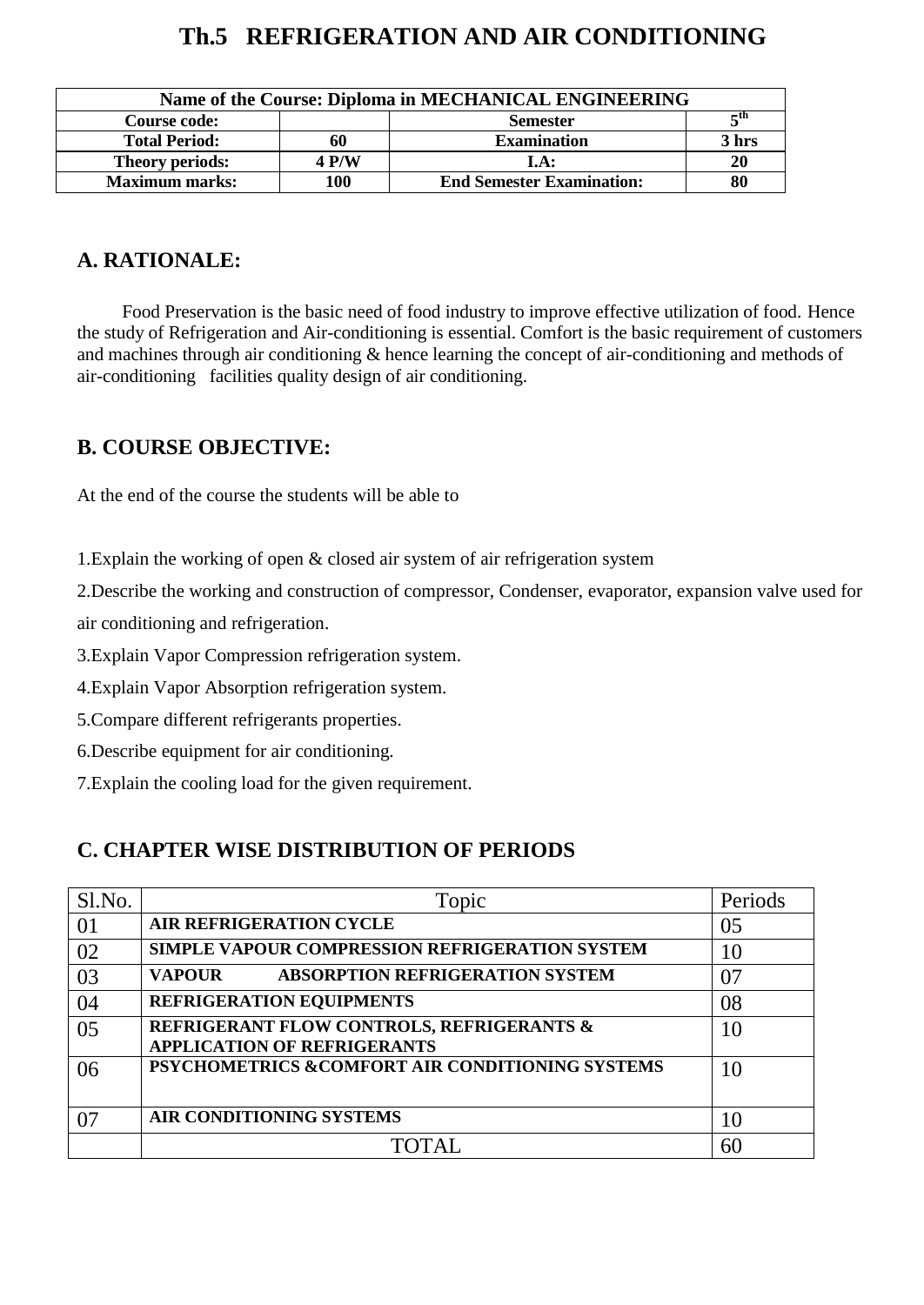# Th.5 REFRIGERATION AND AIR CONDITIONING

| Name of the Course: Diploma in MECHANICAL ENGINEERING | | | |
|---|---|---|---|
| **Course code:** | | **Semester** | **5th** |
| **Total Period:** | **60** | **Examination** | **3 hrs** |
| **Theory periods:** | **4 P/W** | **I.A:** | **20** |
| **Maximum marks:** | **100** | **End Semester Examination:** | **80** |

## A. RATIONALE:

Food Preservation is the basic need of food industry to improve effective utilization of food. Hence the study of Refrigeration and Air-conditioning is essential. Comfort is the basic requirement of customers and machines through air conditioning & hence learning the concept of air-conditioning and methods of air-conditioning facilities quality design of air conditioning.

## B. COURSE OBJECTIVE:

At the end of the course the students will be able to

1.Explain the working of open & closed air system of air refrigeration system

2.Describe the working and construction of compressor, Condenser, evaporator, expansion valve used for air conditioning and refrigeration.

3.Explain Vapor Compression refrigeration system.

4.Explain Vapor Absorption refrigeration system.

5.Compare different refrigerants properties.

6.Describe equipment for air conditioning.

7.Explain the cooling load for the given requirement.

## C. CHAPTER WISE DISTRIBUTION OF PERIODS

| Sl.No. | Topic | Periods |
|---|---|---|
| 01 | **AIR REFRIGERATION CYCLE** | 05 |
| 02 | **SIMPLE VAPOUR COMPRESSION REFRIGERATION SYSTEM** | 10 |
| 03 | **VAPOUR ABSORPTION REFRIGERATION SYSTEM** | 07 |
| 04 | **REFRIGERATION EQUIPMENTS** | 08 |
| 05 | **REFRIGERANT FLOW CONTROLS, REFRIGERANTS & APPLICATION OF REFRIGERANTS** | 10 |
| 06 | **PSYCHOMETRICS &COMFORT AIR CONDITIONING SYSTEMS** | 10 |
| 07 | **AIR CONDITIONING SYSTEMS** | 10 |
| | TOTAL | 60 |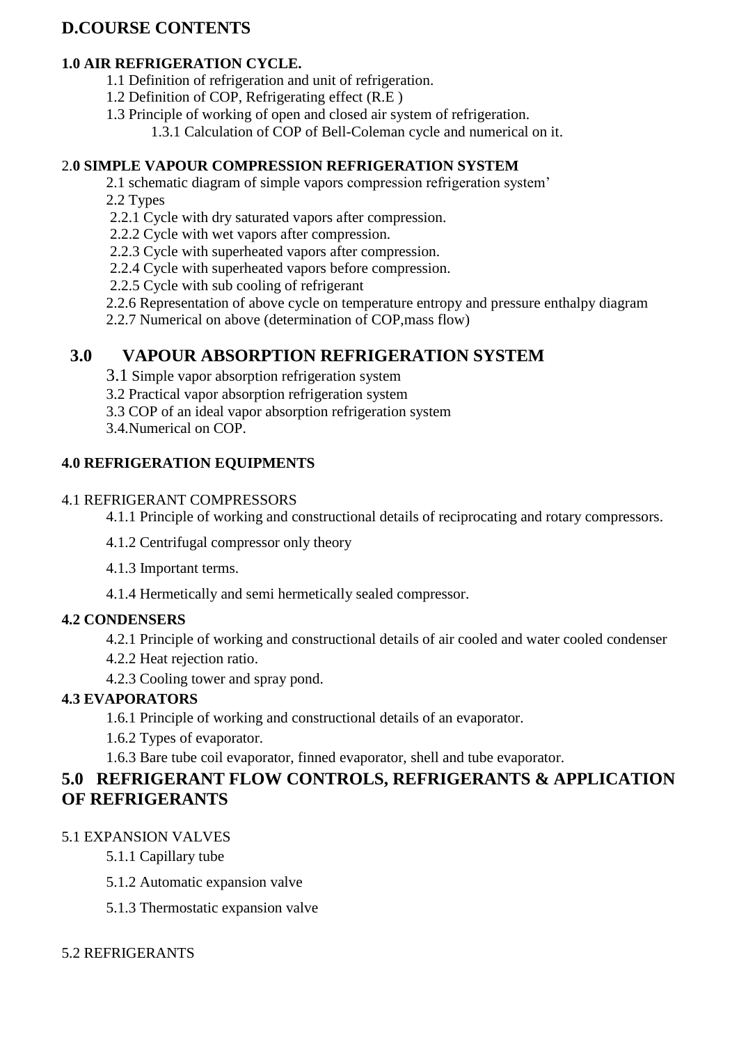# D.COURSE CONTENTS

**1.0 AIR REFRIGERATION CYCLE.**

1.1 Definition of refrigeration and unit of refrigeration.

1.2 Definition of COP, Refrigerating effect (R.E )

1.3 Principle of working of open and closed air system of refrigeration.

1.3.1 Calculation of COP of Bell-Coleman cycle and numerical on it.

2.**0 SIMPLE VAPOUR COMPRESSION REFRIGERATION SYSTEM**

2.1 schematic diagram of simple vapors compression refrigeration system'

2.2 Types

2.2.1 Cycle with dry saturated vapors after compression.

2.2.2 Cycle with wet vapors after compression.

2.2.3 Cycle with superheated vapors after compression.

2.2.4 Cycle with superheated vapors before compression.

2.2.5 Cycle with sub cooling of refrigerant

2.2.6 Representation of above cycle on temperature entropy and pressure enthalpy diagram

2.2.7 Numerical on above (determination of COP,mass flow)

## 3.0 VAPOUR ABSORPTION REFRIGERATION SYSTEM

3.1 Simple vapor absorption refrigeration system

3.2 Practical vapor absorption refrigeration system

3.3 COP of an ideal vapor absorption refrigeration system

3.4.Numerical on COP.

**4.0 REFRIGERATION EQUIPMENTS**

4.1 REFRIGERANT COMPRESSORS

4.1.1 Principle of working and constructional details of reciprocating and rotary compressors.

4.1.2 Centrifugal compressor only theory

4.1.3 Important terms.

4.1.4 Hermetically and semi hermetically sealed compressor.

**4.2 CONDENSERS**

4.2.1 Principle of working and constructional details of air cooled and water cooled condenser

4.2.2 Heat rejection ratio.

4.2.3 Cooling tower and spray pond.

**4.3 EVAPORATORS**

1.6.1 Principle of working and constructional details of an evaporator.

1.6.2 Types of evaporator.

1.6.3 Bare tube coil evaporator, finned evaporator, shell and tube evaporator.

## 5.0 REFRIGERANT FLOW CONTROLS, REFRIGERANTS & APPLICATION OF REFRIGERANTS

5.1 EXPANSION VALVES

5.1.1 Capillary tube

5.1.2 Automatic expansion valve

5.1.3 Thermostatic expansion valve

5.2 REFRIGERANTS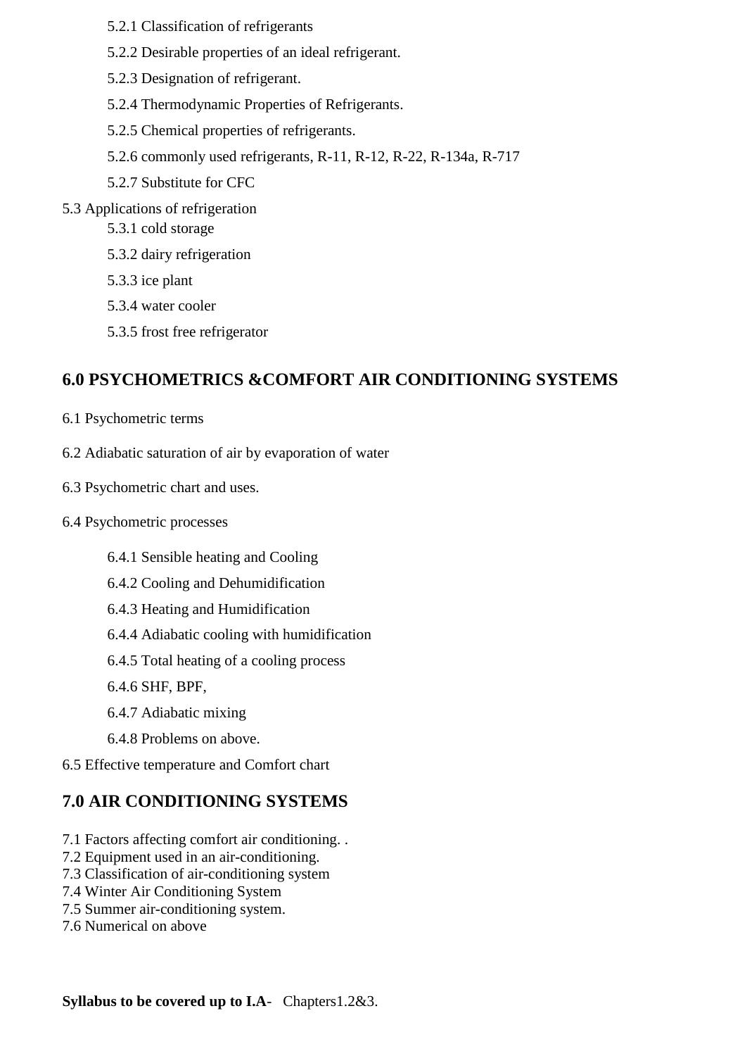5.2.1 Classification of refrigerants

5.2.2 Desirable properties of an ideal refrigerant.

5.2.3 Designation of refrigerant.

5.2.4 Thermodynamic Properties of Refrigerants.

5.2.5 Chemical properties of refrigerants.

5.2.6 commonly used refrigerants, R-11, R-12, R-22, R-134a, R-717

5.2.7 Substitute for CFC

5.3 Applications of refrigeration

5.3.1 cold storage

5.3.2 dairy refrigeration

5.3.3 ice plant

5.3.4 water cooler

5.3.5 frost free refrigerator

## 6.0 PSYCHOMETRICS &COMFORT AIR CONDITIONING SYSTEMS

6.1 Psychometric terms

6.2 Adiabatic saturation of air by evaporation of water

6.3 Psychometric chart and uses.

6.4 Psychometric processes

6.4.1 Sensible heating and Cooling

6.4.2 Cooling and Dehumidification

6.4.3 Heating and Humidification

6.4.4 Adiabatic cooling with humidification

6.4.5 Total heating of a cooling process

6.4.6 SHF, BPF,

6.4.7 Adiabatic mixing

6.4.8 Problems on above.

6.5 Effective temperature and Comfort chart

## 7.0 AIR CONDITIONING SYSTEMS

7.1 Factors affecting comfort air conditioning. .
7.2 Equipment used in an air-conditioning.
7.3 Classification of air-conditioning system
7.4 Winter Air Conditioning System
7.5 Summer air-conditioning system.
7.6 Numerical on above

**Syllabus to be covered up to I.A**- Chapters1.2&3.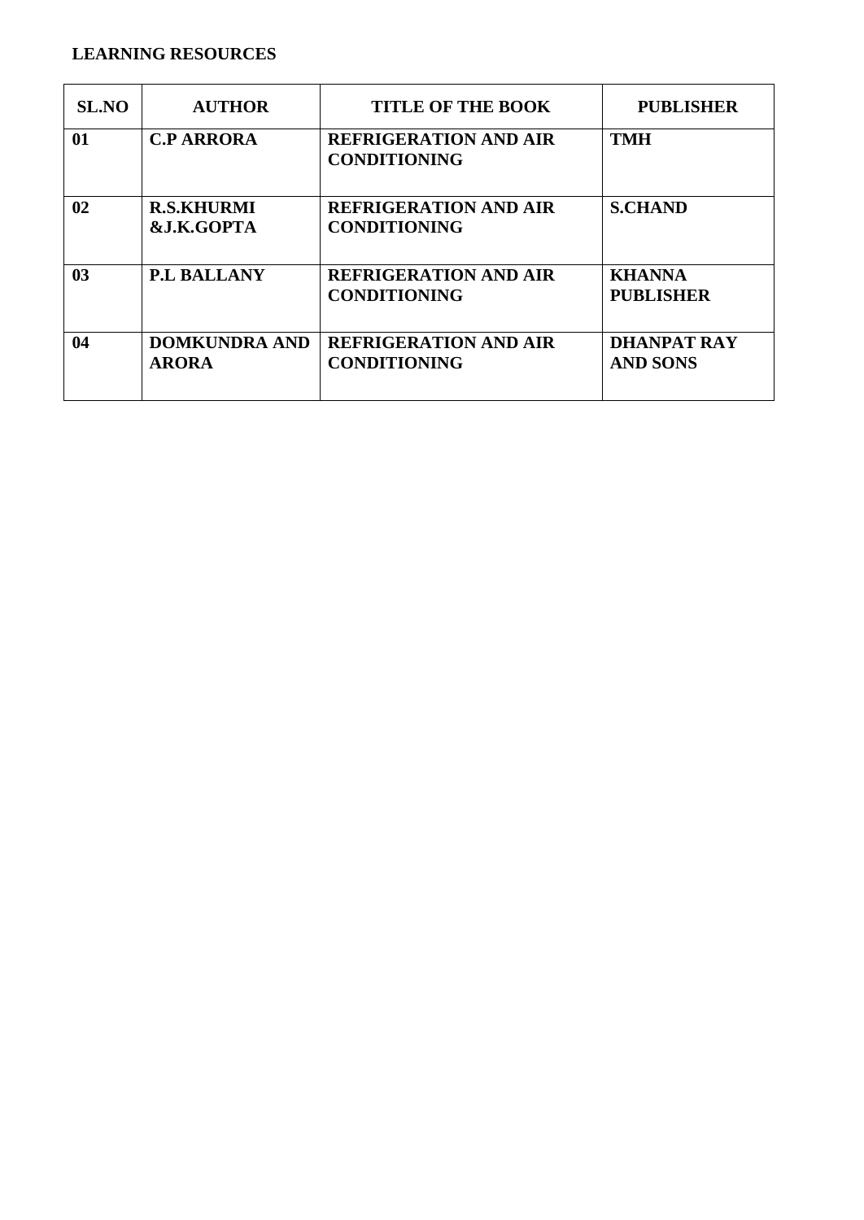**LEARNING RESOURCES**

| SL.NO | AUTHOR | TITLE OF THE BOOK | PUBLISHER |
|---|---|---|---|
| 01 | C.P ARRORA | REFRIGERATION AND AIR CONDITIONING | TMH |
| 02 | R.S.KHURMI &J.K.GOPTA | REFRIGERATION AND AIR CONDITIONING | S.CHAND |
| 03 | P.L BALLANY | REFRIGERATION AND AIR CONDITIONING | KHANNA PUBLISHER |
| 04 | DOMKUNDRA AND ARORA | REFRIGERATION AND AIR CONDITIONING | DHANPAT RAY AND SONS |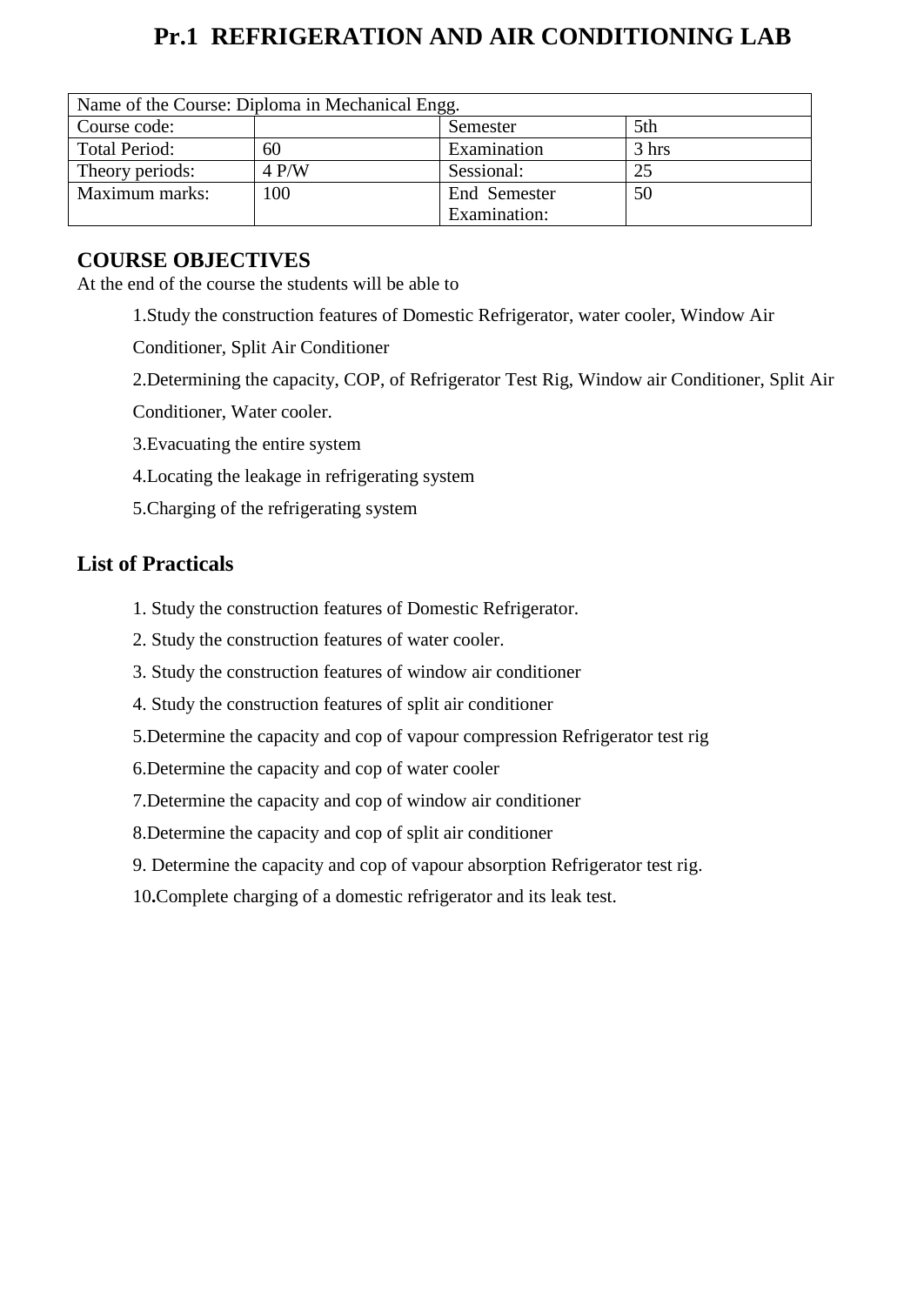# Pr.1 REFRIGERATION AND AIR CONDITIONING LAB

| | | | |
|---|---|---|---|
| Name of the Course: Diploma in Mechanical Engg. | | | |
| Course code: | | Semester | 5th |
| Total Period: | 60 | Examination | 3 hrs |
| Theory periods: | 4 P/W | Sessional: | 25 |
| Maximum marks: | 100 | End Semester Examination: | 50 |

## COURSE OBJECTIVES

At the end of the course the students will be able to

1.Study the construction features of Domestic Refrigerator, water cooler, Window Air Conditioner, Split Air Conditioner

2.Determining the capacity, COP, of Refrigerator Test Rig, Window air Conditioner, Split Air Conditioner, Water cooler.

3.Evacuating the entire system

4.Locating the leakage in refrigerating system

5.Charging of the refrigerating system

## List of Practicals

1. Study the construction features of Domestic Refrigerator.
2. Study the construction features of water cooler.
3. Study the construction features of window air conditioner
4. Study the construction features of split air conditioner
5. Determine the capacity and cop of vapour compression Refrigerator test rig
6. Determine the capacity and cop of water cooler
7. Determine the capacity and cop of window air conditioner
8. Determine the capacity and cop of split air conditioner
9. Determine the capacity and cop of vapour absorption Refrigerator test rig.
10. Complete charging of a domestic refrigerator and its leak test.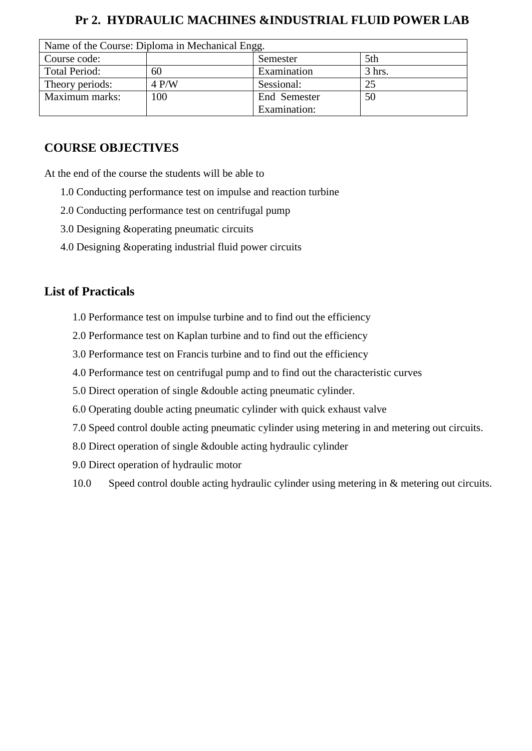# Pr 2. HYDRAULIC MACHINES &INDUSTRIAL FLUID POWER LAB

| Name of the Course: Diploma in Mechanical Engg. | | | |
|---|---|---|---|
| Course code: | | Semester | 5th |
| Total Period: | 60 | Examination | 3 hrs. |
| Theory periods: | 4 P/W | Sessional: | 25 |
| Maximum marks: | 100 | End Semester Examination: | 50 |

## COURSE OBJECTIVES

At the end of the course the students will be able to

1.0 Conducting performance test on impulse and reaction turbine

2.0 Conducting performance test on centrifugal pump

3.0 Designing &operating pneumatic circuits

4.0 Designing &operating industrial fluid power circuits

## List of Practicals

1.0 Performance test on impulse turbine and to find out the efficiency

2.0 Performance test on Kaplan turbine and to find out the efficiency

3.0 Performance test on Francis turbine and to find out the efficiency

4.0 Performance test on centrifugal pump and to find out the characteristic curves

5.0 Direct operation of single &double acting pneumatic cylinder.

6.0 Operating double acting pneumatic cylinder with quick exhaust valve

7.0 Speed control double acting pneumatic cylinder using metering in and metering out circuits.

8.0 Direct operation of single &double acting hydraulic cylinder

9.0 Direct operation of hydraulic motor

10.0 Speed control double acting hydraulic cylinder using metering in & metering out circuits.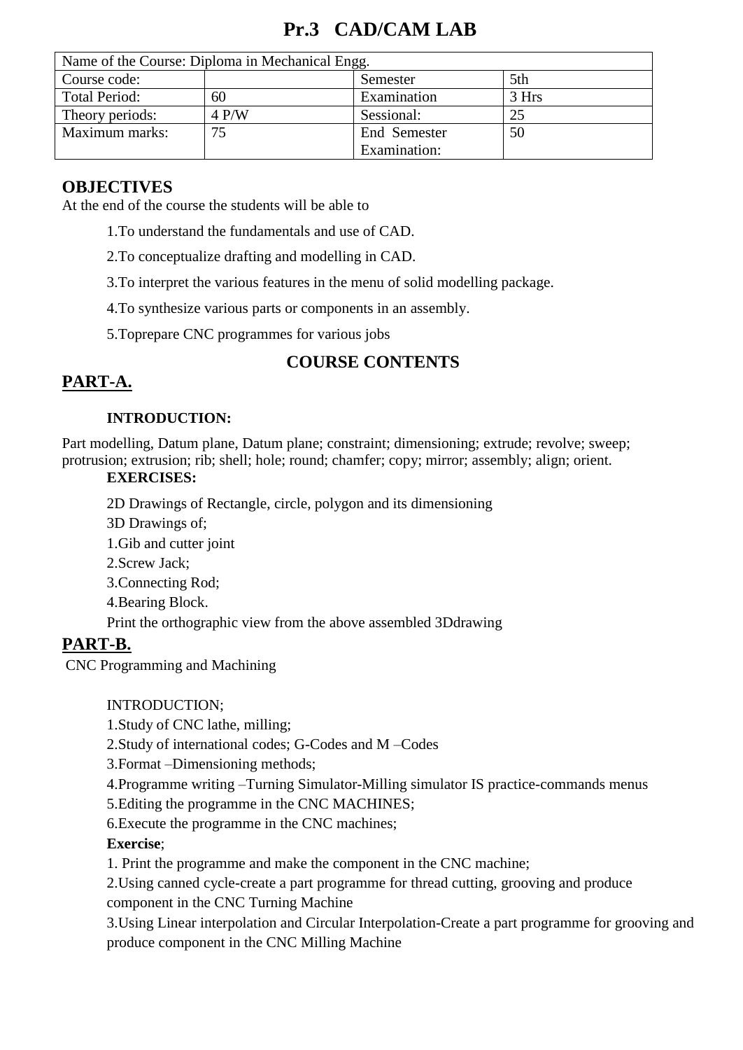# Pr.3 CAD/CAM LAB

| Name of the Course: Diploma in Mechanical Engg. | | | |
|---|---|---|---|
| Course code: | | Semester | 5th |
| Total Period: | 60 | Examination | 3 Hrs |
| Theory periods: | 4 P/W | Sessional: | 25 |
| Maximum marks: | 75 | End Semester Examination: | 50 |

## OBJECTIVES

At the end of the course the students will be able to

1.To understand the fundamentals and use of CAD.

2.To conceptualize drafting and modelling in CAD.

3.To interpret the various features in the menu of solid modelling package.

4.To synthesize various parts or components in an assembly.

5.Toprepare CNC programmes for various jobs

## COURSE CONTENTS

## PART-A.

**INTRODUCTION:**

Part modelling, Datum plane, Datum plane; constraint; dimensioning; extrude; revolve; sweep; protrusion; extrusion; rib; shell; hole; round; chamfer; copy; mirror; assembly; align; orient.

**EXERCISES:**

2D Drawings of Rectangle, circle, polygon and its dimensioning

3D Drawings of;

1.Gib and cutter joint

2.Screw Jack;

3.Connecting Rod;

4.Bearing Block.

Print the orthographic view from the above assembled 3Ddrawing

## PART-B.

CNC Programming and Machining

INTRODUCTION;

1.Study of CNC lathe, milling;

2.Study of international codes; G-Codes and M –Codes

3.Format –Dimensioning methods;

4.Programme writing –Turning Simulator-Milling simulator IS practice-commands menus

5.Editing the programme in the CNC MACHINES;

6.Execute the programme in the CNC machines;

**Exercise**;

1. Print the programme and make the component in the CNC machine;

2.Using canned cycle-create a part programme for thread cutting, grooving and produce component in the CNC Turning Machine

3.Using Linear interpolation and Circular Interpolation-Create a part programme for grooving and produce component in the CNC Milling Machine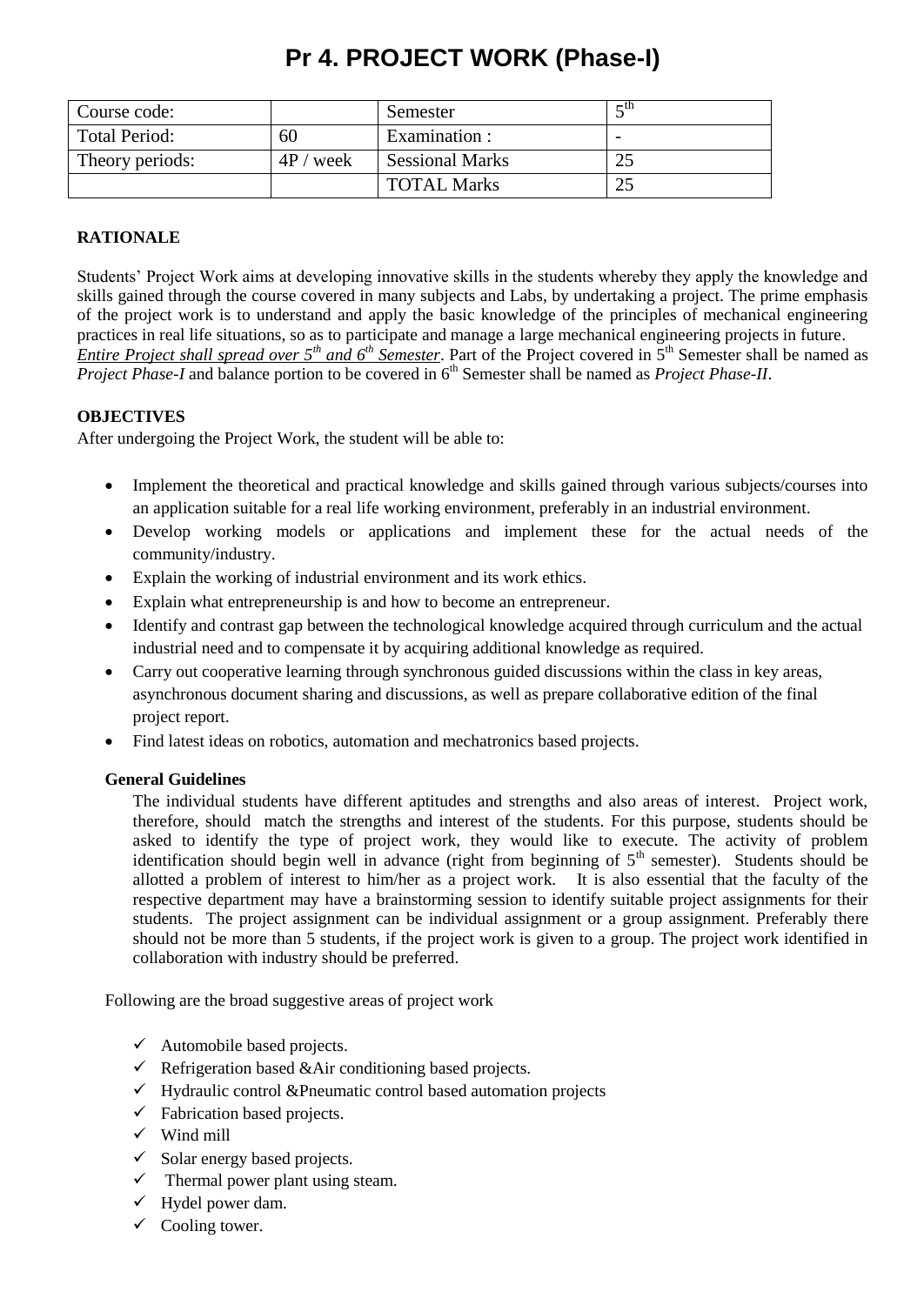# Pr 4. PROJECT WORK (Phase-I)

| | | | |
|---|---|---|---|
| Course code: | | Semester | $5^{th}$ |
| Total Period: | 60 | Examination : | - |
| Theory periods: | 4P / week | Sessional Marks | 25 |
| | | TOTAL Marks | 25 |

**RATIONALE**

Students' Project Work aims at developing innovative skills in the students whereby they apply the knowledge and skills gained through the course covered in many subjects and Labs, by undertaking a project. The prime emphasis of the project work is to understand and apply the basic knowledge of the principles of mechanical engineering practices in real life situations, so as to participate and manage a large mechanical engineering projects in future. *Entire Project shall spread over $5^{th}$ and $6^{th}$ Semester*. Part of the Project covered in $5^{th}$ Semester shall be named as *Project Phase-I* and balance portion to be covered in $6^{th}$ Semester shall be named as *Project Phase-II*.

**OBJECTIVES**

After undergoing the Project Work, the student will be able to:

- Implement the theoretical and practical knowledge and skills gained through various subjects/courses into an application suitable for a real life working environment, preferably in an industrial environment.
- Develop working models or applications and implement these for the actual needs of the community/industry.
- Explain the working of industrial environment and its work ethics.
- Explain what entrepreneurship is and how to become an entrepreneur.
- Identify and contrast gap between the technological knowledge acquired through curriculum and the actual industrial need and to compensate it by acquiring additional knowledge as required.
- Carry out cooperative learning through synchronous guided discussions within the class in key areas, asynchronous document sharing and discussions, as well as prepare collaborative edition of the final project report.
- Find latest ideas on robotics, automation and mechatronics based projects.

**General Guidelines**

The individual students have different aptitudes and strengths and also areas of interest. Project work, therefore, should match the strengths and interest of the students. For this purpose, students should be asked to identify the type of project work, they would like to execute. The activity of problem identification should begin well in advance (right from beginning of $5^{th}$ semester). Students should be allotted a problem of interest to him/her as a project work. It is also essential that the faculty of the respective department may have a brainstorming session to identify suitable project assignments for their students. The project assignment can be individual assignment or a group assignment. Preferably there should not be more than 5 students, if the project work is given to a group. The project work identified in collaboration with industry should be preferred.

Following are the broad suggestive areas of project work

- ✓ Automobile based projects.
- ✓ Refrigeration based &Air conditioning based projects.
- ✓ Hydraulic control &Pneumatic control based automation projects
- ✓ Fabrication based projects.
- ✓ Wind mill
- ✓ Solar energy based projects.
- ✓ Thermal power plant using steam.
- ✓ Hydel power dam.
- ✓ Cooling tower.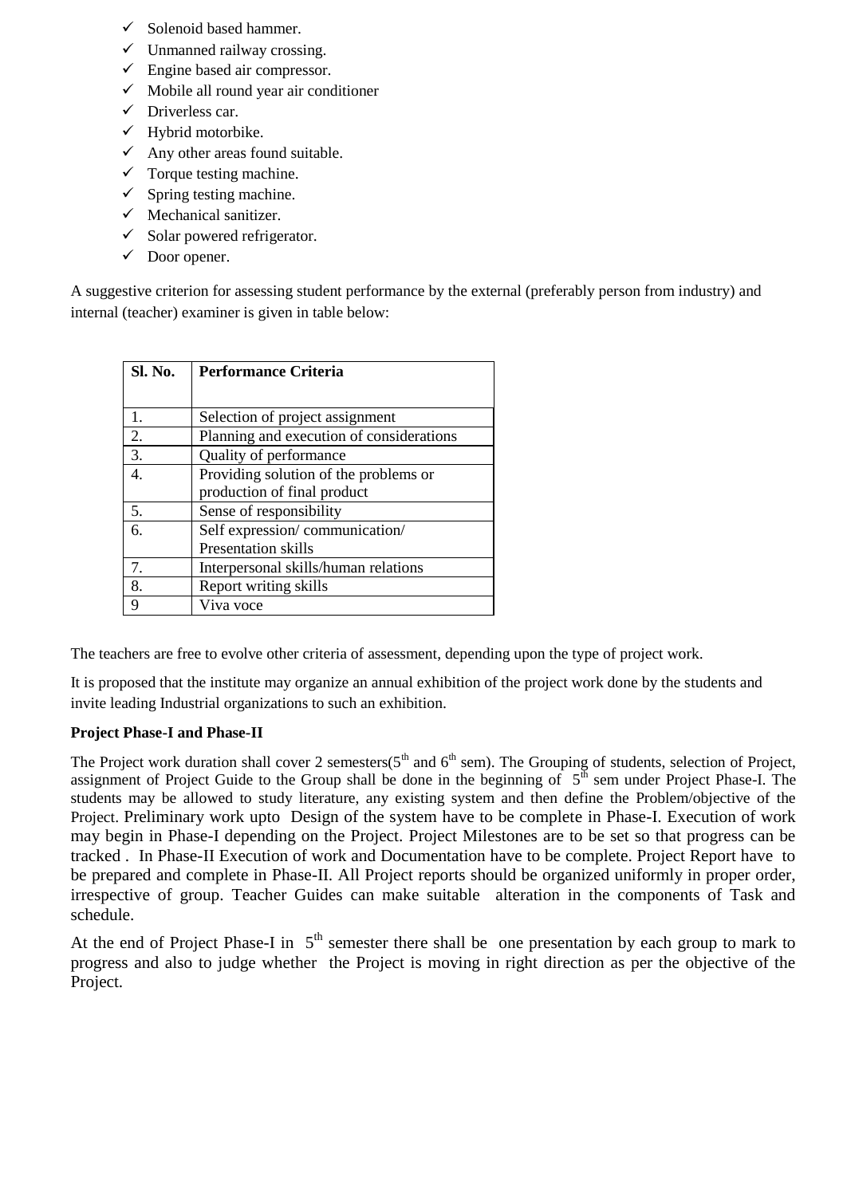- ✓ Solenoid based hammer.
- ✓ Unmanned railway crossing.
- ✓ Engine based air compressor.
- ✓ Mobile all round year air conditioner
- ✓ Driverless car.
- ✓ Hybrid motorbike.
- ✓ Any other areas found suitable.
- ✓ Torque testing machine.
- ✓ Spring testing machine.
- ✓ Mechanical sanitizer.
- ✓ Solar powered refrigerator.
- ✓ Door opener.

A suggestive criterion for assessing student performance by the external (preferably person from industry) and internal (teacher) examiner is given in table below:

| Sl. No. | Performance Criteria |
|---|---|
| 1. | Selection of project assignment |
| 2. | Planning and execution of considerations |
| 3. | Quality of performance |
| 4. | Providing solution of the problems or production of final product |
| 5. | Sense of responsibility |
| 6. | Self expression/ communication/ Presentation skills |
| 7. | Interpersonal skills/human relations |
| 8. | Report writing skills |
| 9 | Viva voce |

The teachers are free to evolve other criteria of assessment, depending upon the type of project work.

It is proposed that the institute may organize an annual exhibition of the project work done by the students and invite leading Industrial organizations to such an exhibition.

**Project Phase-I and Phase-II**

The Project work duration shall cover 2 semesters(5th and 6th sem). The Grouping of students, selection of Project, assignment of Project Guide to the Group shall be done in the beginning of 5th sem under Project Phase-I. The students may be allowed to study literature, any existing system and then define the Problem/objective of the Project. Preliminary work upto Design of the system have to be complete in Phase-I. Execution of work may begin in Phase-I depending on the Project. Project Milestones are to be set so that progress can be tracked . In Phase-II Execution of work and Documentation have to be complete. Project Report have to be prepared and complete in Phase-II. All Project reports should be organized uniformly in proper order, irrespective of group. Teacher Guides can make suitable alteration in the components of Task and schedule.

At the end of Project Phase-I in 5th semester there shall be one presentation by each group to mark to progress and also to judge whether the Project is moving in right direction as per the objective of the Project.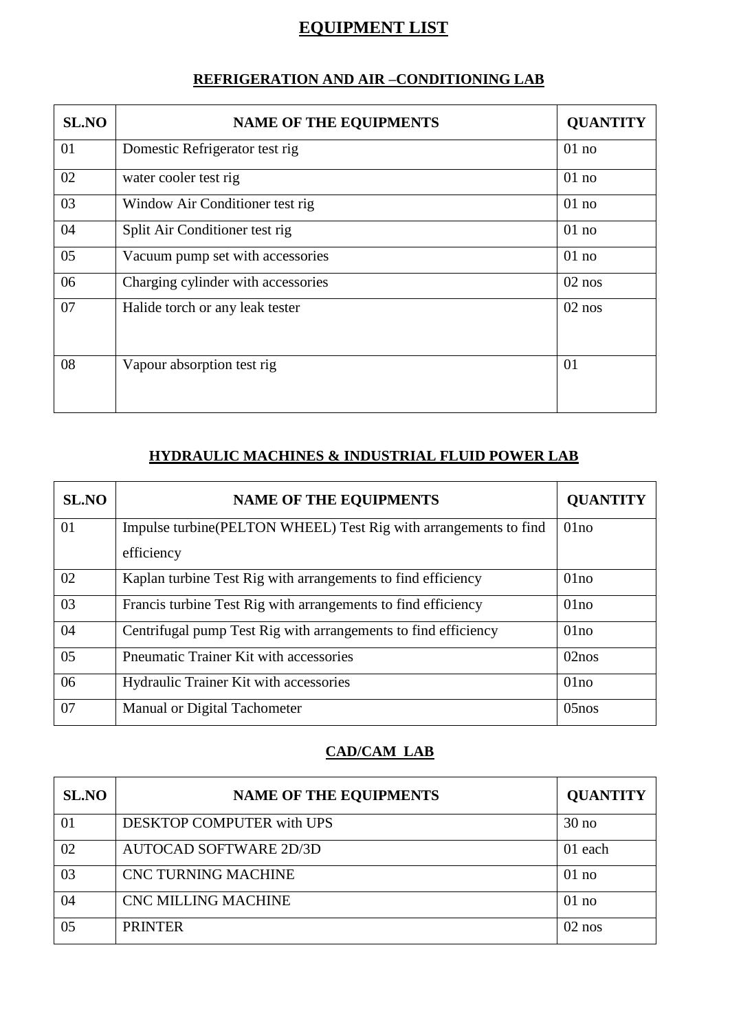# EQUIPMENT LIST

## REFRIGERATION AND AIR –CONDITIONING LAB

| SL.NO | NAME OF THE EQUIPMENTS | QUANTITY |
|---|---|---|
| 01 | Domestic Refrigerator test rig | 01 no |
| 02 | water cooler test rig | 01 no |
| 03 | Window Air Conditioner test rig | 01 no |
| 04 | Split Air Conditioner test rig | 01 no |
| 05 | Vacuum pump set with accessories | 01 no |
| 06 | Charging cylinder with accessories | 02 nos |
| 07 | Halide torch or any leak tester | 02 nos |
| 08 | Vapour absorption test rig | 01 |

## HYDRAULIC MACHINES & INDUSTRIAL FLUID POWER LAB

| SL.NO | NAME OF THE EQUIPMENTS | QUANTITY |
|---|---|---|
| 01 | Impulse turbine(PELTON WHEEL) Test Rig with arrangements to find efficiency | 01no |
| 02 | Kaplan turbine Test Rig with arrangements to find efficiency | 01no |
| 03 | Francis turbine Test Rig with arrangements to find efficiency | 01no |
| 04 | Centrifugal pump Test Rig with arrangements to find efficiency | 01no |
| 05 | Pneumatic Trainer Kit with accessories | 02nos |
| 06 | Hydraulic Trainer Kit with accessories | 01no |
| 07 | Manual or Digital Tachometer | 05nos |

## CAD/CAM LAB

| SL.NO | NAME OF THE EQUIPMENTS | QUANTITY |
|---|---|---|
| 01 | DESKTOP COMPUTER with UPS | 30 no |
| 02 | AUTOCAD SOFTWARE 2D/3D | 01 each |
| 03 | CNC TURNING MACHINE | 01 no |
| 04 | CNC MILLING MACHINE | 01 no |
| 05 | PRINTER | 02 nos |